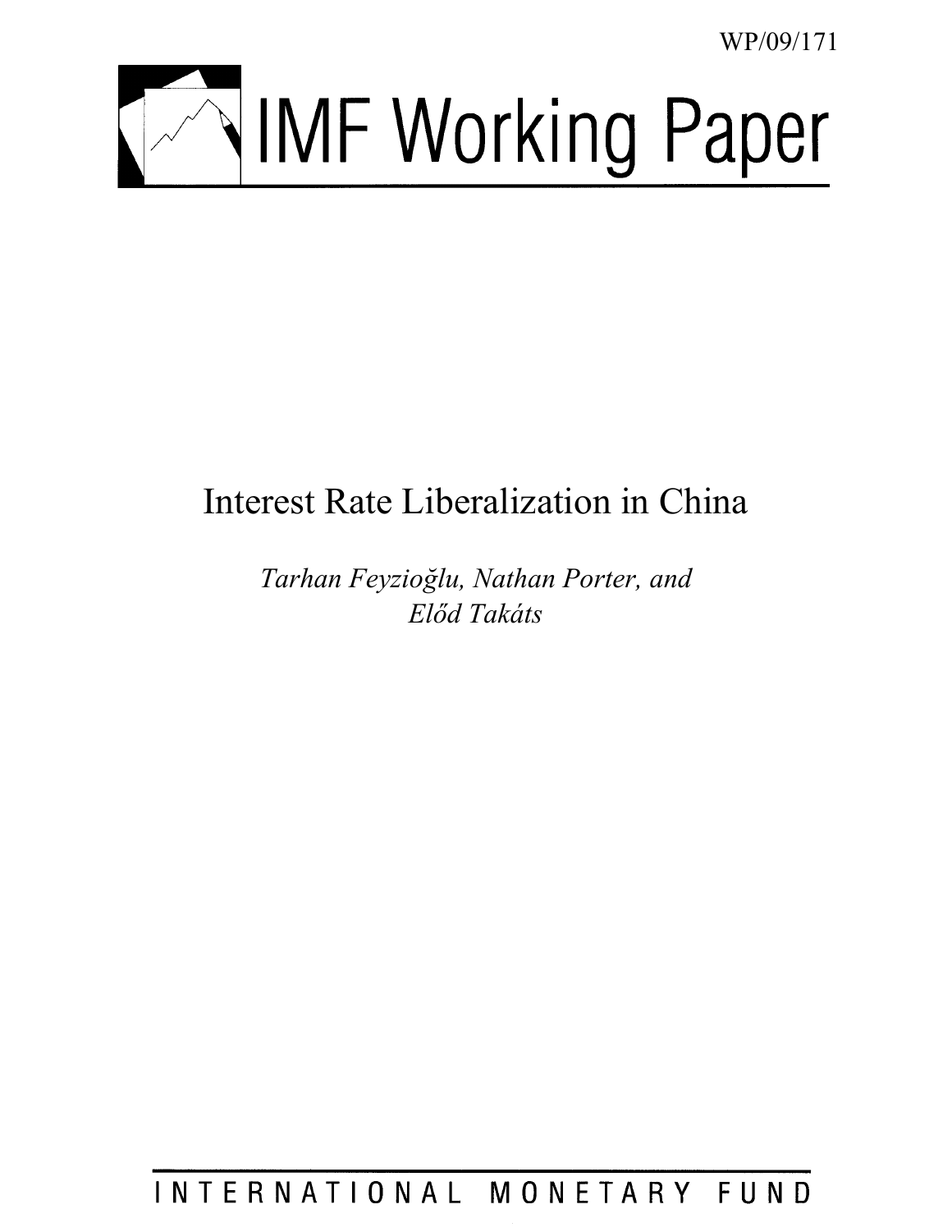WP/09/171

# IMF Working Paper

## Interest Rate Liberalization in China

*Tarhan Feyzioğlu, Nathan Porter, and Elő́d Takáts*

INTERNATIONAL MONETARY FUND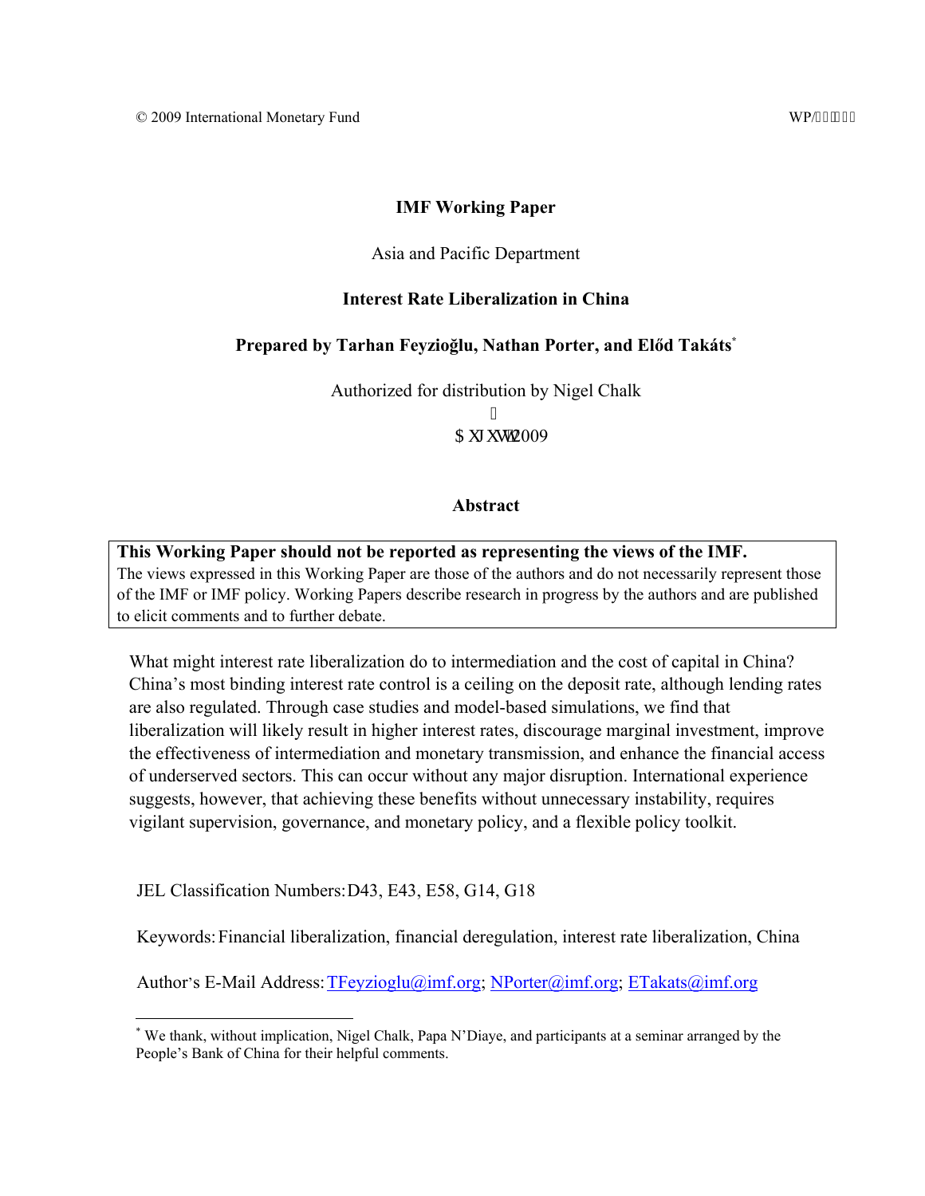© 2009 International Monetary Fund WP/

**IMF Working Paper**

Asia and Pacific Department

**Interest Rate Liberalization in China**

**Prepared by Tarhan Feyzioğlu, Nathan Porter, and Elő̋d Takáts**[*]

Authorized for distribution by Nigel Chalk

$ XJ XWW 2009

**Abstract**

> **This Working Paper should not be reported as representing the views of the IMF.**
> The views expressed in this Working Paper are those of the authors and do not necessarily represent those of the IMF or IMF policy. Working Papers describe research in progress by the authors and are published to elicit comments and to further debate.

What might interest rate liberalization do to intermediation and the cost of capital in China? China's most binding interest rate control is a ceiling on the deposit rate, although lending rates are also regulated. Through case studies and model-based simulations, we find that liberalization will likely result in higher interest rates, discourage marginal investment, improve the effectiveness of intermediation and monetary transmission, and enhance the financial access of underserved sectors. This can occur without any major disruption. International experience suggests, however, that achieving these benefits without unnecessary instability, requires vigilant supervision, governance, and monetary policy, and a flexible policy toolkit.

JEL Classification Numbers: D43, E43, E58, G14, G18

Keywords: Financial liberalization, financial deregulation, interest rate liberalization, China

Author's E-Mail Address: TFeyzioglu@imf.org; NPorter@imf.org; ETakats@imf.org

[*] We thank, without implication, Nigel Chalk, Papa N'Diaye, and participants at a seminar arranged by the People's Bank of China for their helpful comments.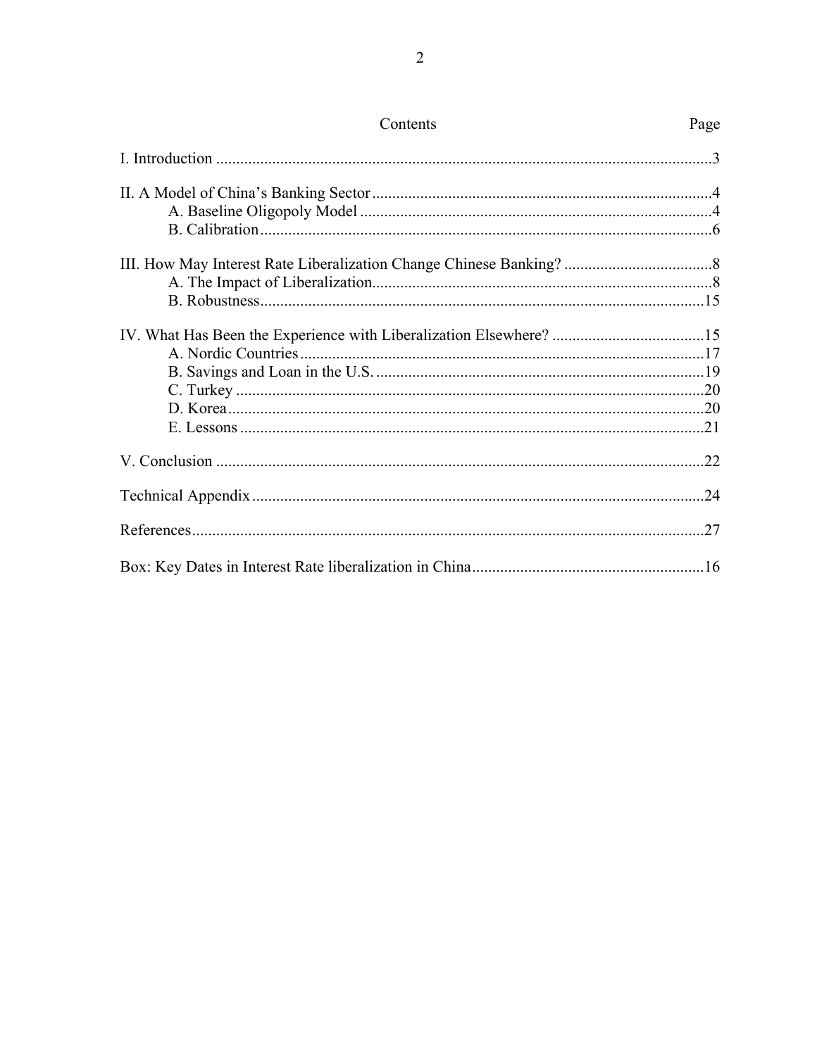## Contents

| | Page |
|---|---|
| I. Introduction | 3 |
| II. A Model of China's Banking Sector | 4 |
| A. Baseline Oligopoly Model | 4 |
| B. Calibration | 6 |
| III. How May Interest Rate Liberalization Change Chinese Banking? | 8 |
| A. The Impact of Liberalization | 8 |
| B. Robustness | 15 |
| IV. What Has Been the Experience with Liberalization Elsewhere? | 15 |
| A. Nordic Countries | 17 |
| B. Savings and Loan in the U.S. | 19 |
| C. Turkey | 20 |
| D. Korea | 20 |
| E. Lessons | 21 |
| V. Conclusion | 22 |
| Technical Appendix | 24 |
| References | 27 |
| Box: Key Dates in Interest Rate liberalization in China | 16 |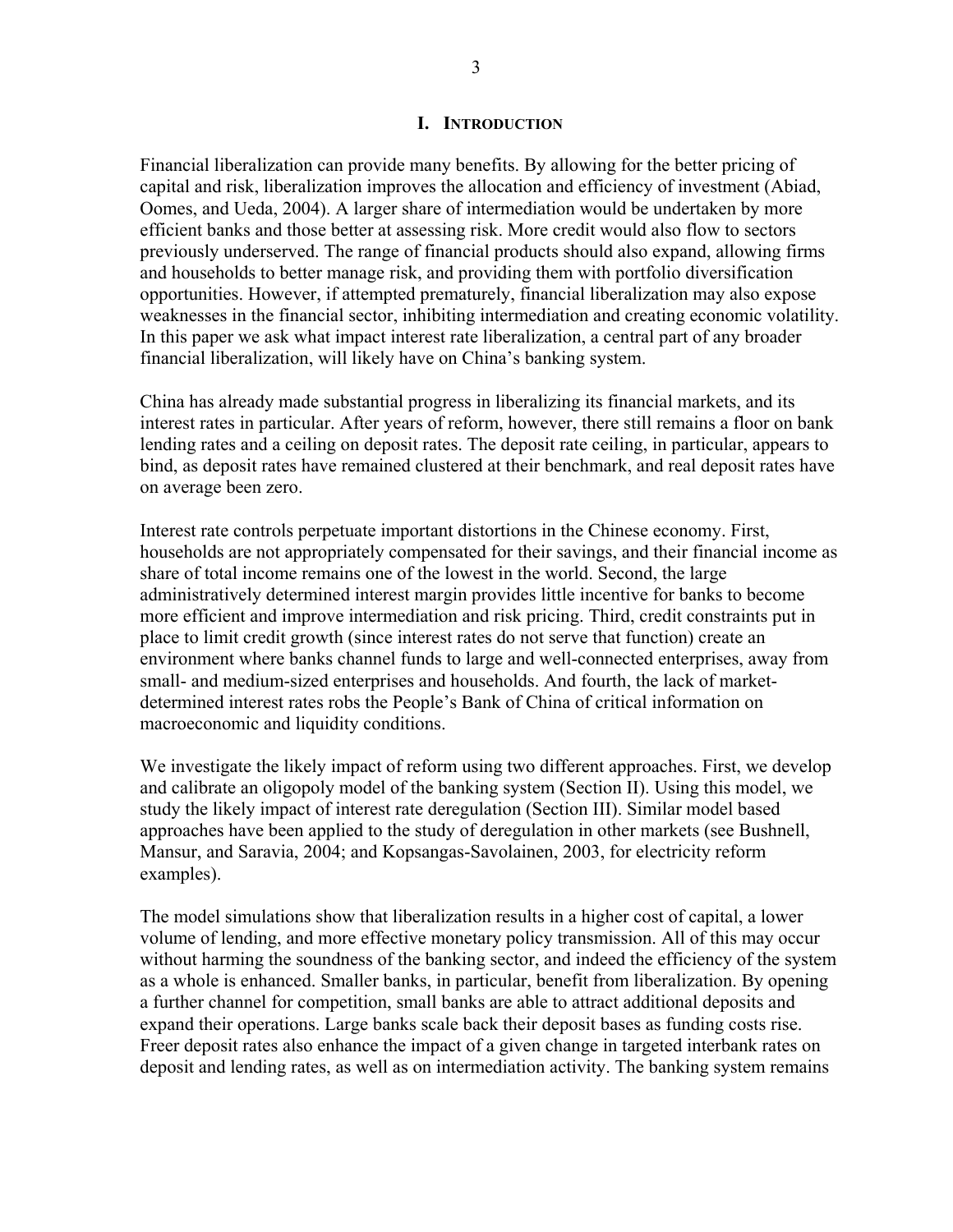# I. INTRODUCTION

Financial liberalization can provide many benefits. By allowing for the better pricing of capital and risk, liberalization improves the allocation and efficiency of investment (Abiad, Oomes, and Ueda, 2004). A larger share of intermediation would be undertaken by more efficient banks and those better at assessing risk. More credit would also flow to sectors previously underserved. The range of financial products should also expand, allowing firms and households to better manage risk, and providing them with portfolio diversification opportunities. However, if attempted prematurely, financial liberalization may also expose weaknesses in the financial sector, inhibiting intermediation and creating economic volatility. In this paper we ask what impact interest rate liberalization, a central part of any broader financial liberalization, will likely have on China's banking system.

China has already made substantial progress in liberalizing its financial markets, and its interest rates in particular. After years of reform, however, there still remains a floor on bank lending rates and a ceiling on deposit rates. The deposit rate ceiling, in particular, appears to bind, as deposit rates have remained clustered at their benchmark, and real deposit rates have on average been zero.

Interest rate controls perpetuate important distortions in the Chinese economy. First, households are not appropriately compensated for their savings, and their financial income as share of total income remains one of the lowest in the world. Second, the large administratively determined interest margin provides little incentive for banks to become more efficient and improve intermediation and risk pricing. Third, credit constraints put in place to limit credit growth (since interest rates do not serve that function) create an environment where banks channel funds to large and well-connected enterprises, away from small- and medium-sized enterprises and households. And fourth, the lack of market-determined interest rates robs the People's Bank of China of critical information on macroeconomic and liquidity conditions.

We investigate the likely impact of reform using two different approaches. First, we develop and calibrate an oligopoly model of the banking system (Section II). Using this model, we study the likely impact of interest rate deregulation (Section III). Similar model based approaches have been applied to the study of deregulation in other markets (see Bushnell, Mansur, and Saravia, 2004; and Kopsangas-Savolainen, 2003, for electricity reform examples).

The model simulations show that liberalization results in a higher cost of capital, a lower volume of lending, and more effective monetary policy transmission. All of this may occur without harming the soundness of the banking sector, and indeed the efficiency of the system as a whole is enhanced. Smaller banks, in particular, benefit from liberalization. By opening a further channel for competition, small banks are able to attract additional deposits and expand their operations. Large banks scale back their deposit bases as funding costs rise. Freer deposit rates also enhance the impact of a given change in targeted interbank rates on deposit and lending rates, as well as on intermediation activity. The banking system remains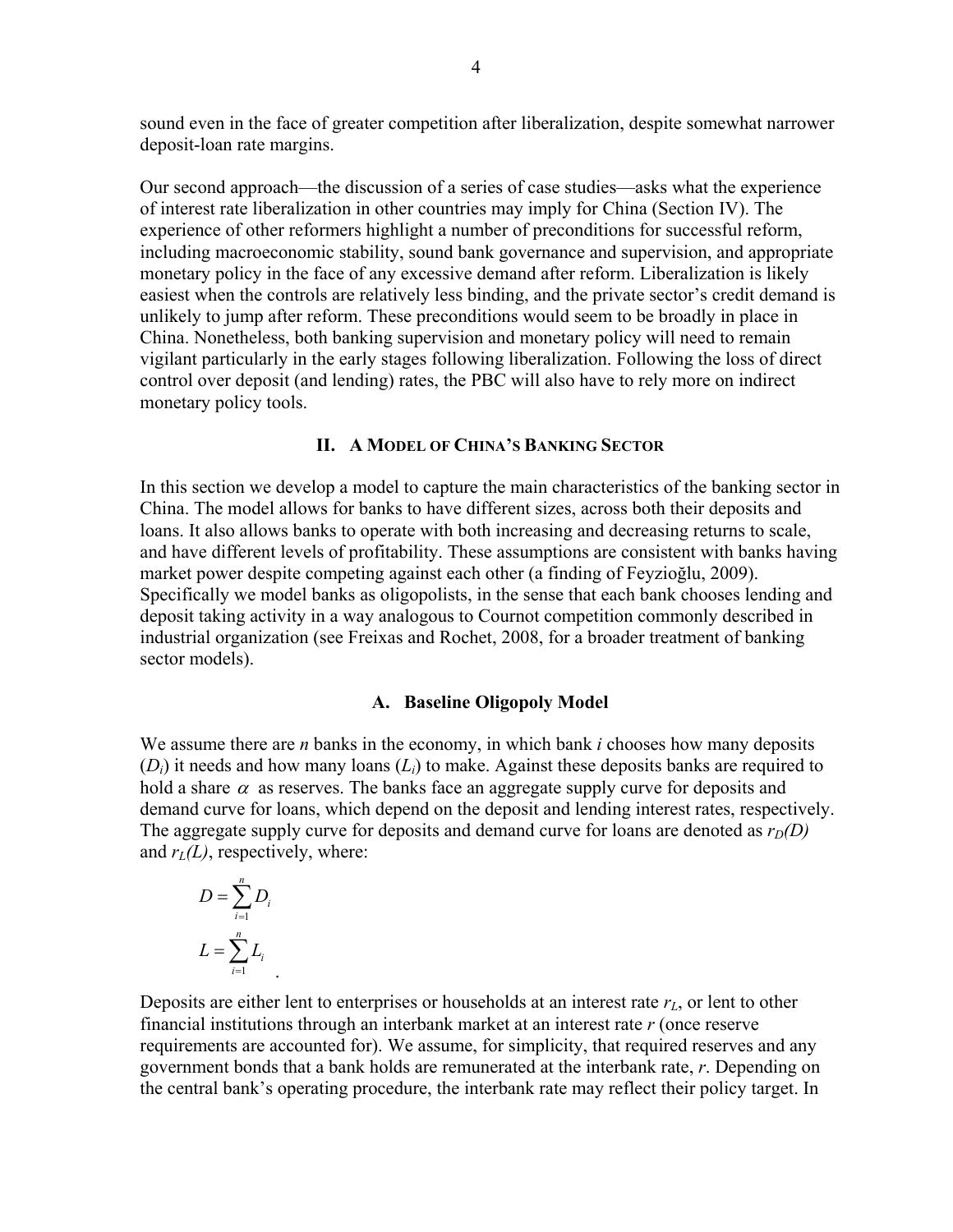sound even in the face of greater competition after liberalization, despite somewhat narrower deposit-loan rate margins.

Our second approach—the discussion of a series of case studies—asks what the experience of interest rate liberalization in other countries may imply for China (Section IV). The experience of other reformers highlight a number of preconditions for successful reform, including macroeconomic stability, sound bank governance and supervision, and appropriate monetary policy in the face of any excessive demand after reform. Liberalization is likely easiest when the controls are relatively less binding, and the private sector's credit demand is unlikely to jump after reform. These preconditions would seem to be broadly in place in China. Nonetheless, both banking supervision and monetary policy will need to remain vigilant particularly in the early stages following liberalization. Following the loss of direct control over deposit (and lending) rates, the PBC will also have to rely more on indirect monetary policy tools.

## II. A Model of China's Banking Sector

In this section we develop a model to capture the main characteristics of the banking sector in China. The model allows for banks to have different sizes, across both their deposits and loans. It also allows banks to operate with both increasing and decreasing returns to scale, and have different levels of profitability. These assumptions are consistent with banks having market power despite competing against each other (a finding of Feyzioğlu, 2009). Specifically we model banks as oligopolists, in the sense that each bank chooses lending and deposit taking activity in a way analogous to Cournot competition commonly described in industrial organization (see Freixas and Rochet, 2008, for a broader treatment of banking sector models).

### A. Baseline Oligopoly Model

We assume there are $n$ banks in the economy, in which bank $i$ chooses how many deposits ($D_i$) it needs and how many loans ($L_i$) to make. Against these deposits banks are required to hold a share $\alpha$ as reserves. The banks face an aggregate supply curve for deposits and demand curve for loans, which depend on the deposit and lending interest rates, respectively. The aggregate supply curve for deposits and demand curve for loans are denoted as $r_D(D)$ and $r_L(L)$, respectively, where:

$$D = \sum_{i=1}^{n} D_i$$

$$L = \sum_{i=1}^{n} L_i \quad .$$

Deposits are either lent to enterprises or households at an interest rate $r_L$, or lent to other financial institutions through an interbank market at an interest rate $r$ (once reserve requirements are accounted for). We assume, for simplicity, that required reserves and any government bonds that a bank holds are remunerated at the interbank rate, $r$. Depending on the central bank's operating procedure, the interbank rate may reflect their policy target. In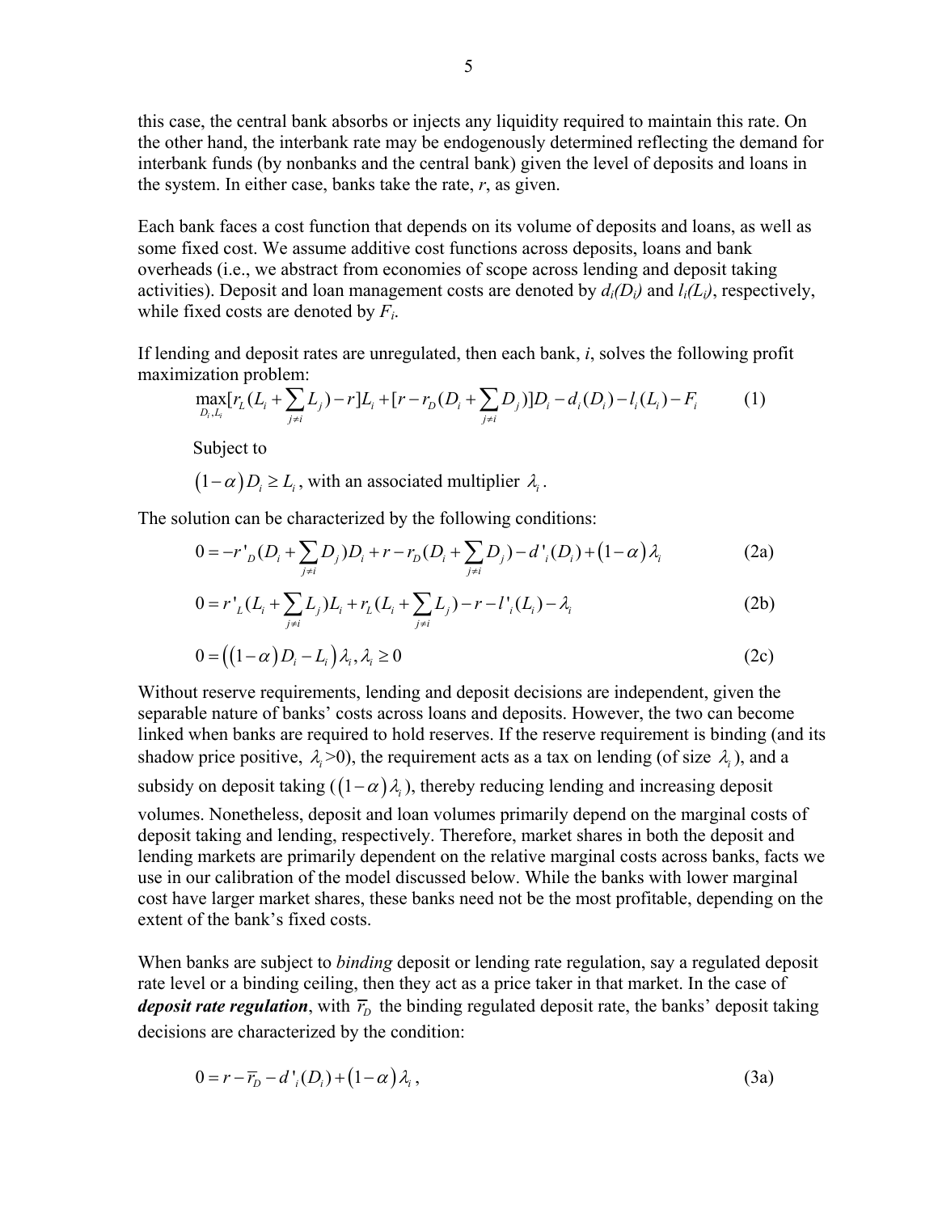this case, the central bank absorbs or injects any liquidity required to maintain this rate. On the other hand, the interbank rate may be endogenously determined reflecting the demand for interbank funds (by nonbanks and the central bank) given the level of deposits and loans in the system. In either case, banks take the rate, $r$, as given.

Each bank faces a cost function that depends on its volume of deposits and loans, as well as some fixed cost. We assume additive cost functions across deposits, loans and bank overheads (i.e., we abstract from economies of scope across lending and deposit taking activities). Deposit and loan management costs are denoted by $d_i(D_i)$ and $l_i(L_i)$, respectively, while fixed costs are denoted by $F_i$.

If lending and deposit rates are unregulated, then each bank, $i$, solves the following profit maximization problem:

$$\max_{D_i, L_i}[r_L(L_i + \sum_{j \neq i} L_j) - r]L_i + [r - r_D(D_i + \sum_{j \neq i} D_j)]D_i - d_i(D_i) - l_i(L_i) - F_i \tag{1}$$

Subject to

$(1-\alpha)D_i \geq L_i$, with an associated multiplier $\lambda_i$.

The solution can be characterized by the following conditions:

$$0 = -r'_D(D_i + \sum_{j \neq i} D_j)D_i + r - r_D(D_i + \sum_{j \neq i} D_j) - d'_i(D_i) + (1-\alpha)\lambda_i \tag{2a}$$

$$0 = r'_L(L_i + \sum_{j \neq i} L_j)L_i + r_L(L_i + \sum_{j \neq i} L_j) - r - l'_i(L_i) - \lambda_i \tag{2b}$$

$$0 = \left((1-\alpha)D_i - L_i\right)\lambda_i, \lambda_i \geq 0 \tag{2c}$$

Without reserve requirements, lending and deposit decisions are independent, given the separable nature of banks' costs across loans and deposits. However, the two can become linked when banks are required to hold reserves. If the reserve requirement is binding (and its shadow price positive, $\lambda_i$>0), the requirement acts as a tax on lending (of size $\lambda_i$), and a subsidy on deposit taking ($(1-\alpha)\lambda_i$), thereby reducing lending and increasing deposit volumes. Nonetheless, deposit and loan volumes primarily depend on the marginal costs of deposit taking and lending, respectively. Therefore, market shares in both the deposit and lending markets are primarily dependent on the relative marginal costs across banks, facts we use in our calibration of the model discussed below. While the banks with lower marginal cost have larger market shares, these banks need not be the most profitable, depending on the extent of the bank's fixed costs.

When banks are subject to *binding* deposit or lending rate regulation, say a regulated deposit rate level or a binding ceiling, then they act as a price taker in that market. In the case of ***deposit rate regulation***, with $\overline{r}_D$ the binding regulated deposit rate, the banks' deposit taking decisions are characterized by the condition:

$$0 = r - \overline{r}_D - d'_i(D_i) + (1-\alpha)\lambda_i, \tag{3a}$$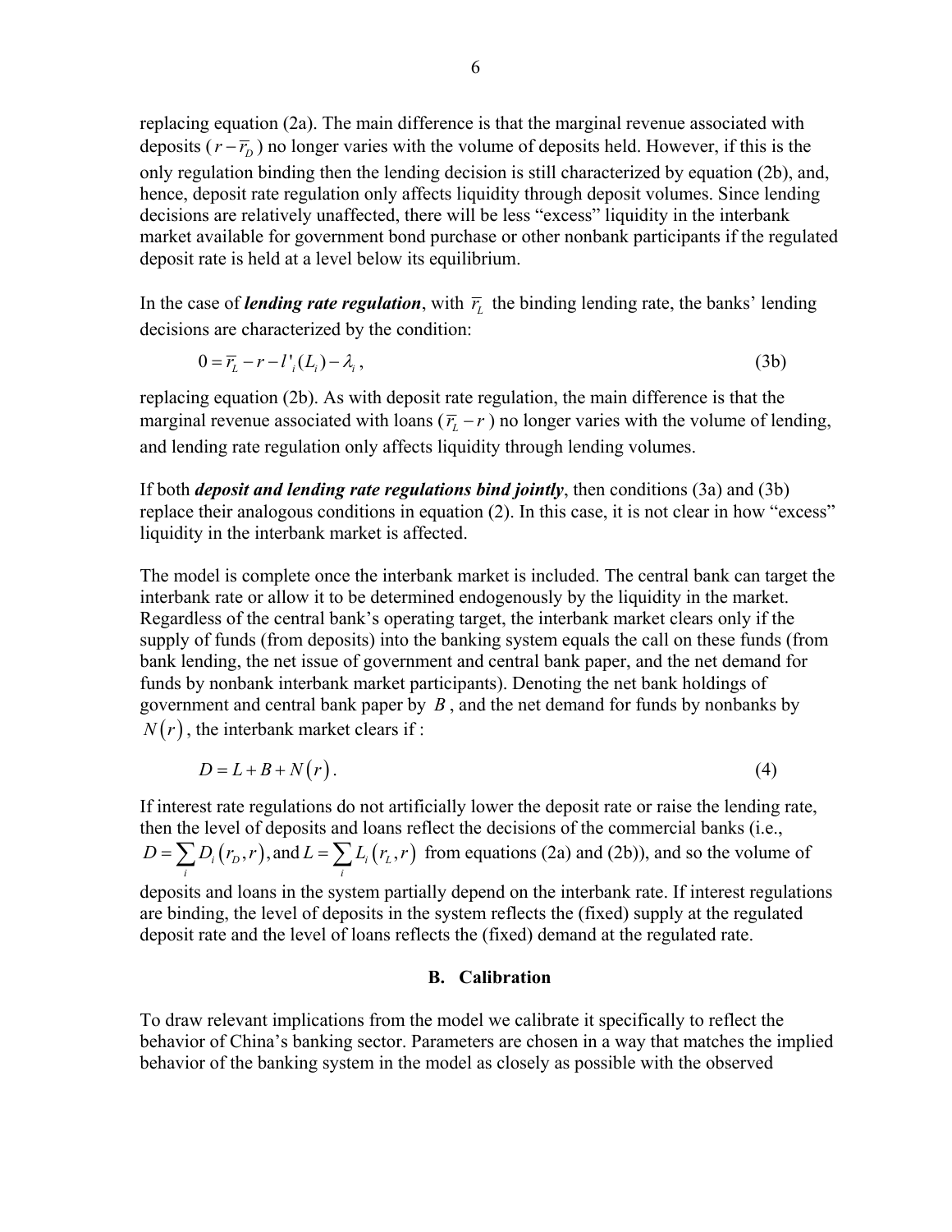replacing equation (2a). The main difference is that the marginal revenue associated with deposits ($r - \overline{r}_D$) no longer varies with the volume of deposits held. However, if this is the only regulation binding then the lending decision is still characterized by equation (2b), and, hence, deposit rate regulation only affects liquidity through deposit volumes. Since lending decisions are relatively unaffected, there will be less "excess" liquidity in the interbank market available for government bond purchase or other nonbank participants if the regulated deposit rate is held at a level below its equilibrium.

In the case of ***lending rate regulation***, with $\overline{r}_L$ the binding lending rate, the banks' lending decisions are characterized by the condition:

$$0 = \overline{r}_L - r - l'_i(L_i) - \lambda_i, \tag{3b}$$

replacing equation (2b). As with deposit rate regulation, the main difference is that the marginal revenue associated with loans ($\overline{r}_L - r$) no longer varies with the volume of lending, and lending rate regulation only affects liquidity through lending volumes.

If both ***deposit and lending rate regulations bind jointly***, then conditions (3a) and (3b) replace their analogous conditions in equation (2). In this case, it is not clear in how "excess" liquidity in the interbank market is affected.

The model is complete once the interbank market is included. The central bank can target the interbank rate or allow it to be determined endogenously by the liquidity in the market. Regardless of the central bank's operating target, the interbank market clears only if the supply of funds (from deposits) into the banking system equals the call on these funds (from bank lending, the net issue of government and central bank paper, and the net demand for funds by nonbank interbank market participants). Denoting the net bank holdings of government and central bank paper by $B$, and the net demand for funds by nonbanks by $N(r)$, the interbank market clears if :

$$D = L + B + N(r). \tag{4}$$

If interest rate regulations do not artificially lower the deposit rate or raise the lending rate, then the level of deposits and loans reflect the decisions of the commercial banks (i.e., $D = \sum_i D_i(r_D, r)$, and $L = \sum_i L_i(r_L, r)$ from equations (2a) and (2b)), and so the volume of deposits and loans in the system partially depend on the interbank rate. If interest regulations are binding, the level of deposits in the system reflects the (fixed) supply at the regulated deposit rate and the level of loans reflects the (fixed) demand at the regulated rate.

## B. Calibration

To draw relevant implications from the model we calibrate it specifically to reflect the behavior of China's banking sector. Parameters are chosen in a way that matches the implied behavior of the banking system in the model as closely as possible with the observed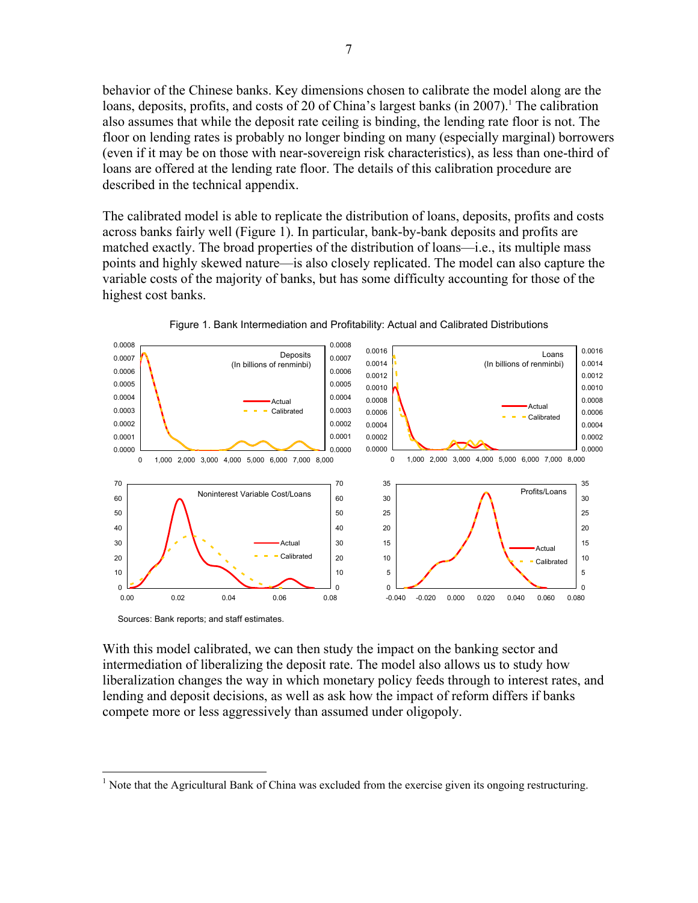behavior of the Chinese banks. Key dimensions chosen to calibrate the model along are the loans, deposits, profits, and costs of 20 of China's largest banks (in 2007).[1] The calibration also assumes that while the deposit rate ceiling is binding, the lending rate floor is not. The floor on lending rates is probably no longer binding on many (especially marginal) borrowers (even if it may be on those with near-sovereign risk characteristics), as less than one-third of loans are offered at the lending rate floor. The details of this calibration procedure are described in the technical appendix.

The calibrated model is able to replicate the distribution of loans, deposits, profits and costs across banks fairly well (Figure 1). In particular, bank-by-bank deposits and profits are matched exactly. The broad properties of the distribution of loans—i.e., its multiple mass points and highly skewed nature—is also closely replicated. The model can also capture the variable costs of the majority of banks, but has some difficulty accounting for those of the highest cost banks.

Figure 1. Bank Intermediation and Profitability: Actual and Calibrated Distributions

Sources: Bank reports; and staff estimates.

With this model calibrated, we can then study the impact on the banking sector and intermediation of liberalizing the deposit rate. The model also allows us to study how liberalization changes the way in which monetary policy feeds through to interest rates, and lending and deposit decisions, as well as ask how the impact of reform differs if banks compete more or less aggressively than assumed under oligopoly.

[1] Note that the Agricultural Bank of China was excluded from the exercise given its ongoing restructuring.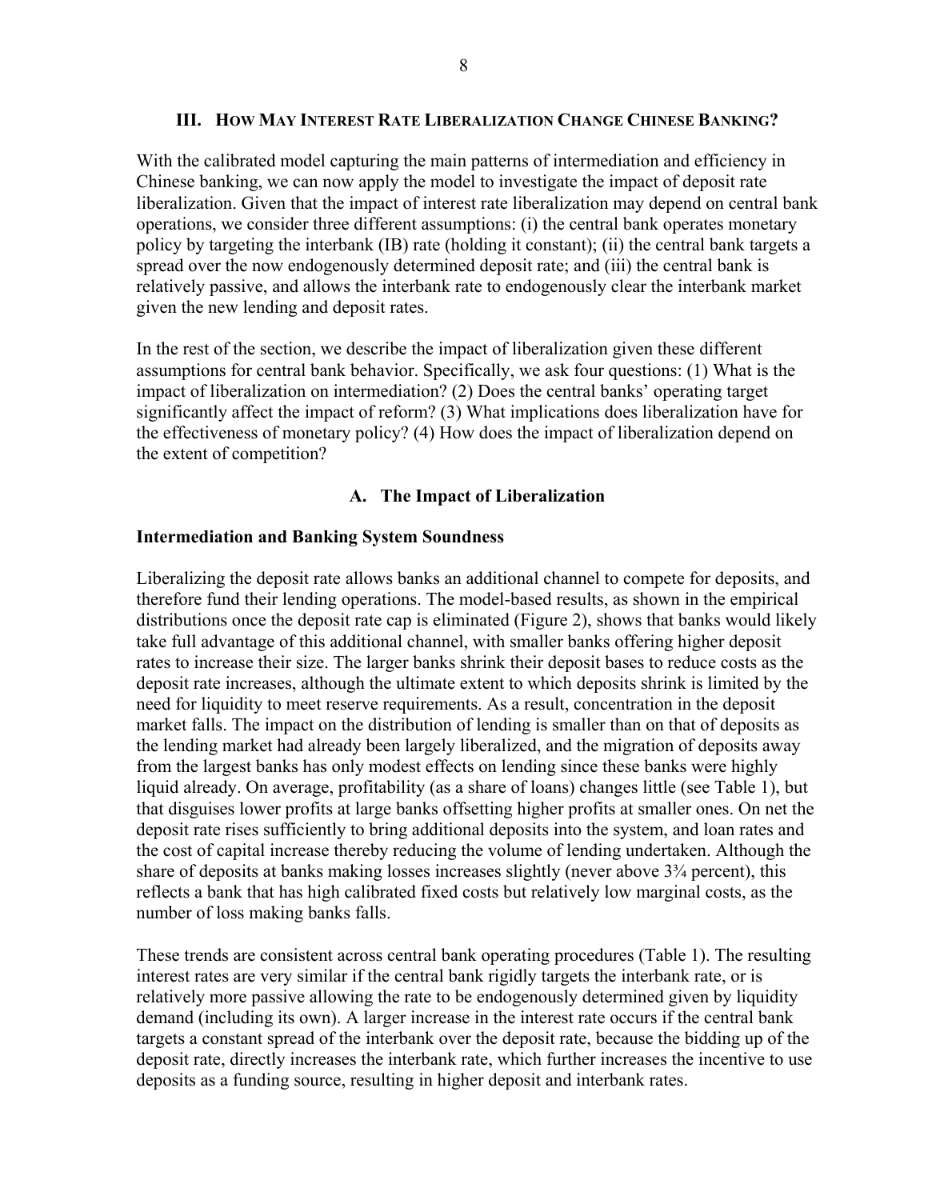## III. How May Interest Rate Liberalization Change Chinese Banking?

With the calibrated model capturing the main patterns of intermediation and efficiency in Chinese banking, we can now apply the model to investigate the impact of deposit rate liberalization. Given that the impact of interest rate liberalization may depend on central bank operations, we consider three different assumptions: (i) the central bank operates monetary policy by targeting the interbank (IB) rate (holding it constant); (ii) the central bank targets a spread over the now endogenously determined deposit rate; and (iii) the central bank is relatively passive, and allows the interbank rate to endogenously clear the interbank market given the new lending and deposit rates.

In the rest of the section, we describe the impact of liberalization given these different assumptions for central bank behavior. Specifically, we ask four questions: (1) What is the impact of liberalization on intermediation? (2) Does the central banks' operating target significantly affect the impact of reform? (3) What implications does liberalization have for the effectiveness of monetary policy? (4) How does the impact of liberalization depend on the extent of competition?

### A. The Impact of Liberalization

**Intermediation and Banking System Soundness**

Liberalizing the deposit rate allows banks an additional channel to compete for deposits, and therefore fund their lending operations. The model-based results, as shown in the empirical distributions once the deposit rate cap is eliminated (Figure 2), shows that banks would likely take full advantage of this additional channel, with smaller banks offering higher deposit rates to increase their size. The larger banks shrink their deposit bases to reduce costs as the deposit rate increases, although the ultimate extent to which deposits shrink is limited by the need for liquidity to meet reserve requirements. As a result, concentration in the deposit market falls. The impact on the distribution of lending is smaller than on that of deposits as the lending market had already been largely liberalized, and the migration of deposits away from the largest banks has only modest effects on lending since these banks were highly liquid already. On average, profitability (as a share of loans) changes little (see Table 1), but that disguises lower profits at large banks offsetting higher profits at smaller ones. On net the deposit rate rises sufficiently to bring additional deposits into the system, and loan rates and the cost of capital increase thereby reducing the volume of lending undertaken. Although the share of deposits at banks making losses increases slightly (never above 3¾ percent), this reflects a bank that has high calibrated fixed costs but relatively low marginal costs, as the number of loss making banks falls.

These trends are consistent across central bank operating procedures (Table 1). The resulting interest rates are very similar if the central bank rigidly targets the interbank rate, or is relatively more passive allowing the rate to be endogenously determined given by liquidity demand (including its own). A larger increase in the interest rate occurs if the central bank targets a constant spread of the interbank over the deposit rate, because the bidding up of the deposit rate, directly increases the interbank rate, which further increases the incentive to use deposits as a funding source, resulting in higher deposit and interbank rates.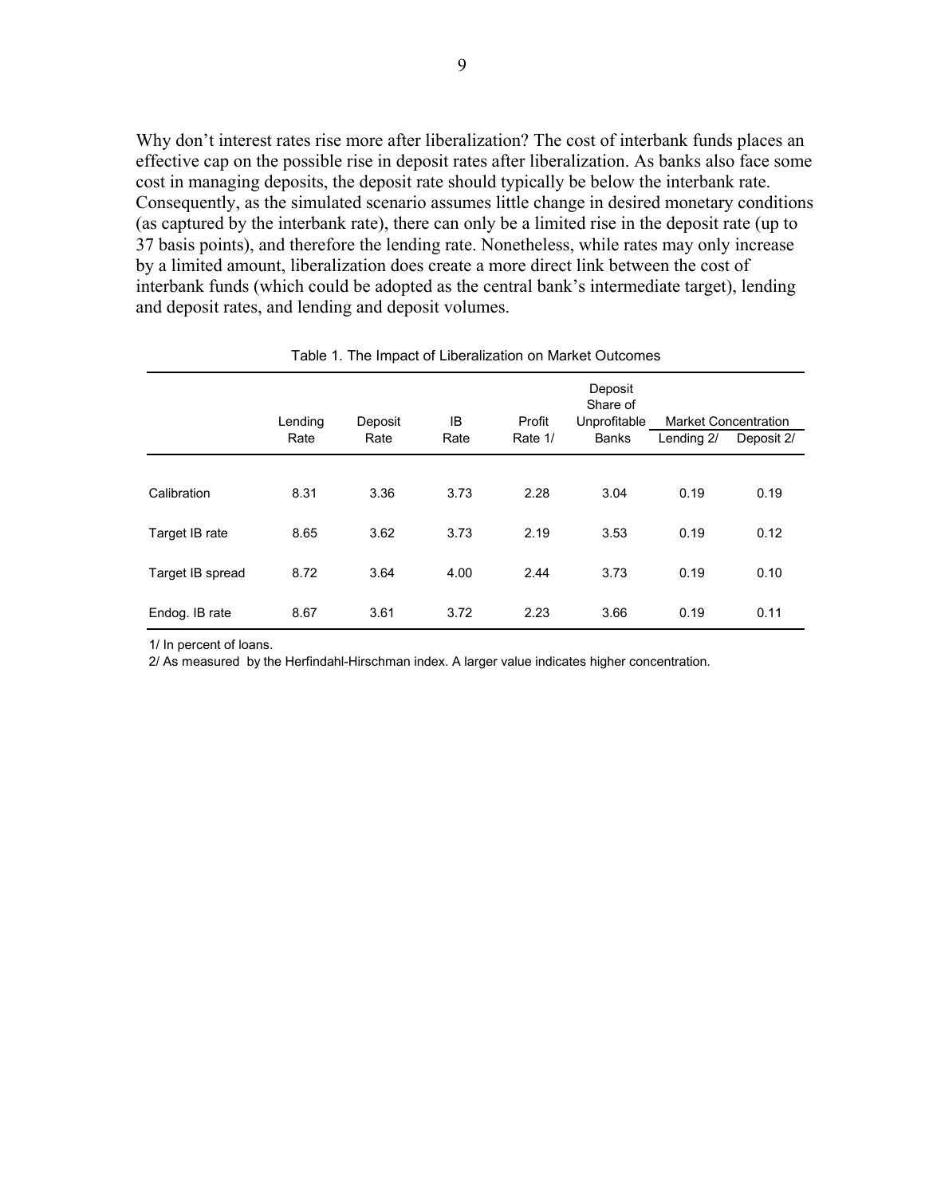Why don't interest rates rise more after liberalization? The cost of interbank funds places an effective cap on the possible rise in deposit rates after liberalization. As banks also face some cost in managing deposits, the deposit rate should typically be below the interbank rate. Consequently, as the simulated scenario assumes little change in desired monetary conditions (as captured by the interbank rate), there can only be a limited rise in the deposit rate (up to 37 basis points), and therefore the lending rate. Nonetheless, while rates may only increase by a limited amount, liberalization does create a more direct link between the cost of interbank funds (which could be adopted as the central bank's intermediate target), lending and deposit rates, and lending and deposit volumes.

Table 1. The Impact of Liberalization on Market Outcomes

| | Lending Rate | Deposit Rate | IB Rate | Profit Rate 1/ | Deposit Share of Unprofitable Banks | Market Concentration | |
|---|---|---|---|---|---|---|---|
| | | | | | | Lending 2/ | Deposit 2/ |
| Calibration | 8.31 | 3.36 | 3.73 | 2.28 | 3.04 | 0.19 | 0.19 |
| Target IB rate | 8.65 | 3.62 | 3.73 | 2.19 | 3.53 | 0.19 | 0.12 |
| Target IB spread | 8.72 | 3.64 | 4.00 | 2.44 | 3.73 | 0.19 | 0.10 |
| Endog. IB rate | 8.67 | 3.61 | 3.72 | 2.23 | 3.66 | 0.19 | 0.11 |

1/ In percent of loans.

2/ As measured by the Herfindahl-Hirschman index. A larger value indicates higher concentration.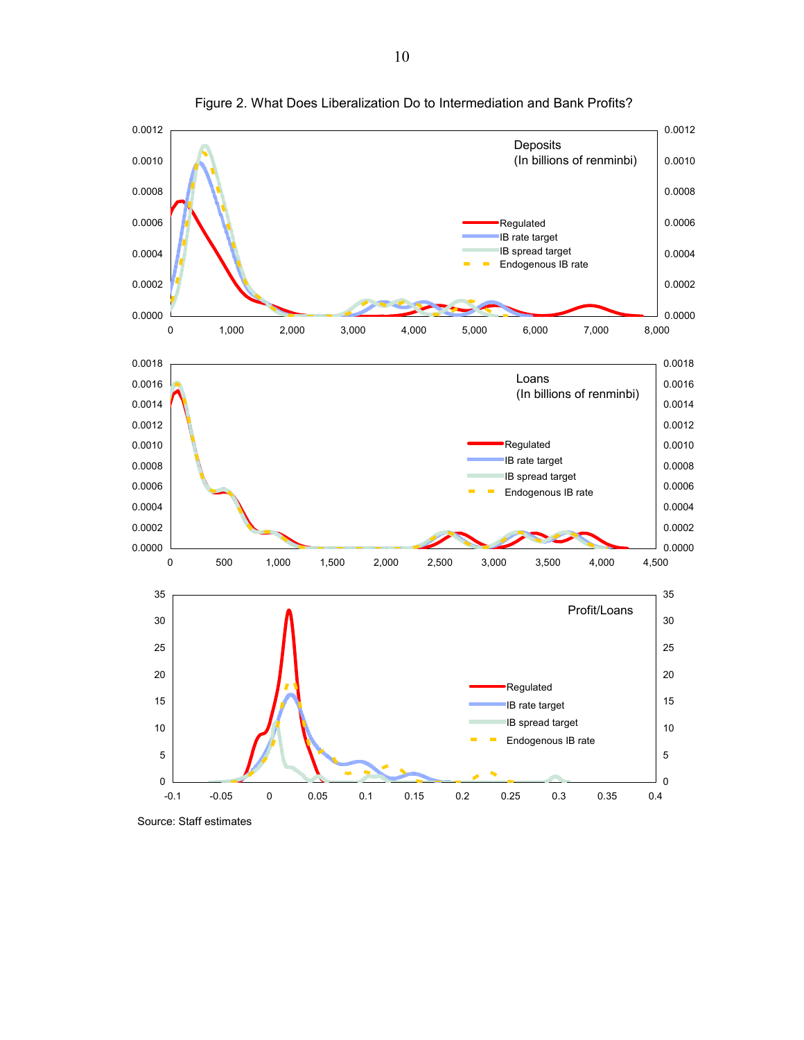Figure 2. What Does Liberalization Do to Intermediation and Bank Profits?

Source: Staff estimates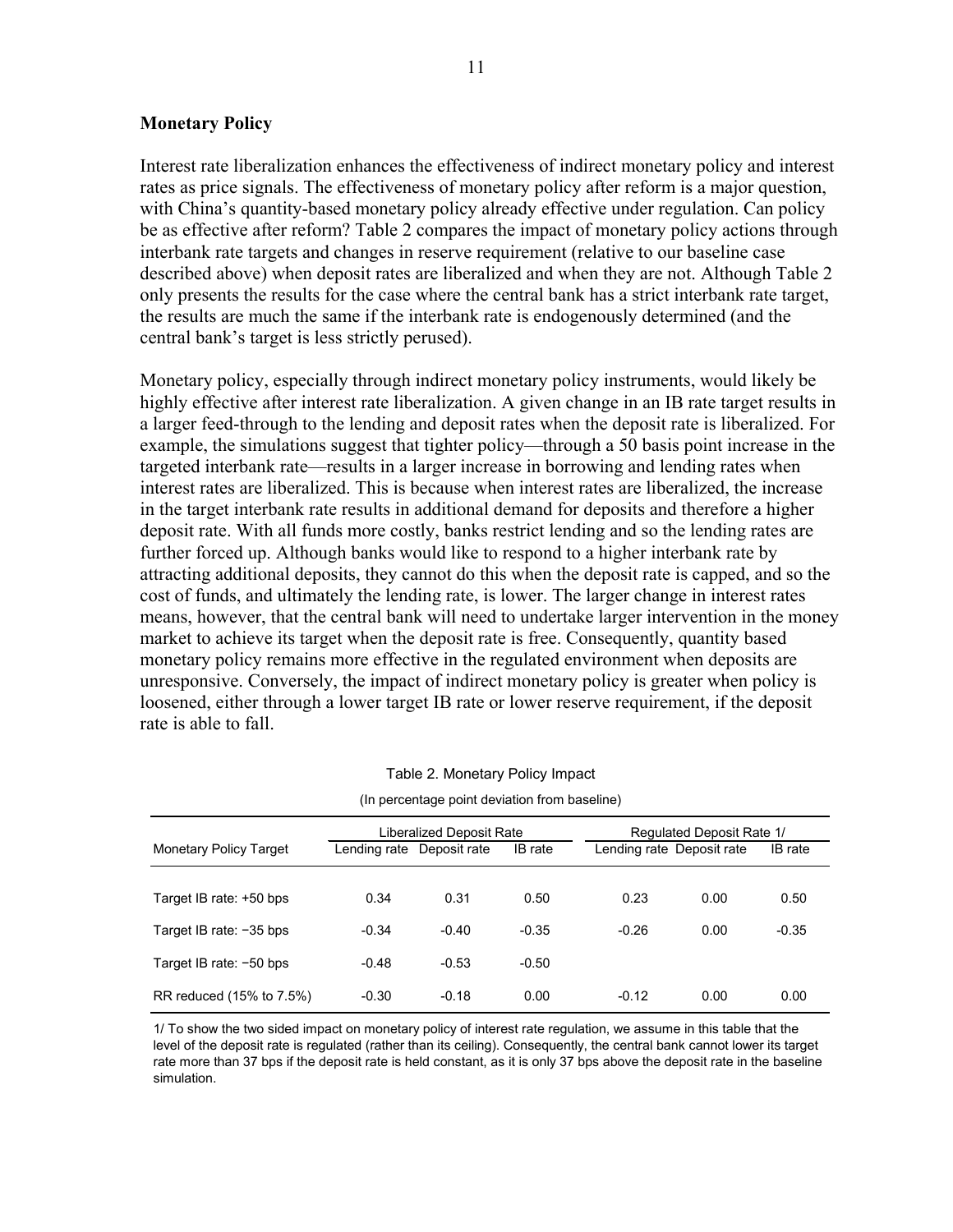### Monetary Policy

Interest rate liberalization enhances the effectiveness of indirect monetary policy and interest rates as price signals. The effectiveness of monetary policy after reform is a major question, with China's quantity-based monetary policy already effective under regulation. Can policy be as effective after reform? Table 2 compares the impact of monetary policy actions through interbank rate targets and changes in reserve requirement (relative to our baseline case described above) when deposit rates are liberalized and when they are not. Although Table 2 only presents the results for the case where the central bank has a strict interbank rate target, the results are much the same if the interbank rate is endogenously determined (and the central bank's target is less strictly perused).

Monetary policy, especially through indirect monetary policy instruments, would likely be highly effective after interest rate liberalization. A given change in an IB rate target results in a larger feed-through to the lending and deposit rates when the deposit rate is liberalized. For example, the simulations suggest that tighter policy—through a 50 basis point increase in the targeted interbank rate—results in a larger increase in borrowing and lending rates when interest rates are liberalized. This is because when interest rates are liberalized, the increase in the target interbank rate results in additional demand for deposits and therefore a higher deposit rate. With all funds more costly, banks restrict lending and so the lending rates are further forced up. Although banks would like to respond to a higher interbank rate by attracting additional deposits, they cannot do this when the deposit rate is capped, and so the cost of funds, and ultimately the lending rate, is lower. The larger change in interest rates means, however, that the central bank will need to undertake larger intervention in the money market to achieve its target when the deposit rate is free. Consequently, quantity based monetary policy remains more effective in the regulated environment when deposits are unresponsive. Conversely, the impact of indirect monetary policy is greater when policy is loosened, either through a lower target IB rate or lower reserve requirement, if the deposit rate is able to fall.

Table 2. Monetary Policy Impact

(In percentage point deviation from baseline)

| | Liberalized Deposit Rate | | | Regulated Deposit Rate 1/ | | |
|---|---|---|---|---|---|---|
| Monetary Policy Target | Lending rate | Deposit rate | IB rate | Lending rate | Deposit rate | IB rate |
| Target IB rate: +50 bps | 0.34 | 0.31 | 0.50 | 0.23 | 0.00 | 0.50 |
| Target IB rate: −35 bps | -0.34 | -0.40 | -0.35 | -0.26 | 0.00 | -0.35 |
| Target IB rate: −50 bps | -0.48 | -0.53 | -0.50 | | | |
| RR reduced (15% to 7.5%) | -0.30 | -0.18 | 0.00 | -0.12 | 0.00 | 0.00 |

1/ To show the two sided impact on monetary policy of interest rate regulation, we assume in this table that the level of the deposit rate is regulated (rather than its ceiling). Consequently, the central bank cannot lower its target rate more than 37 bps if the deposit rate is held constant, as it is only 37 bps above the deposit rate in the baseline simulation.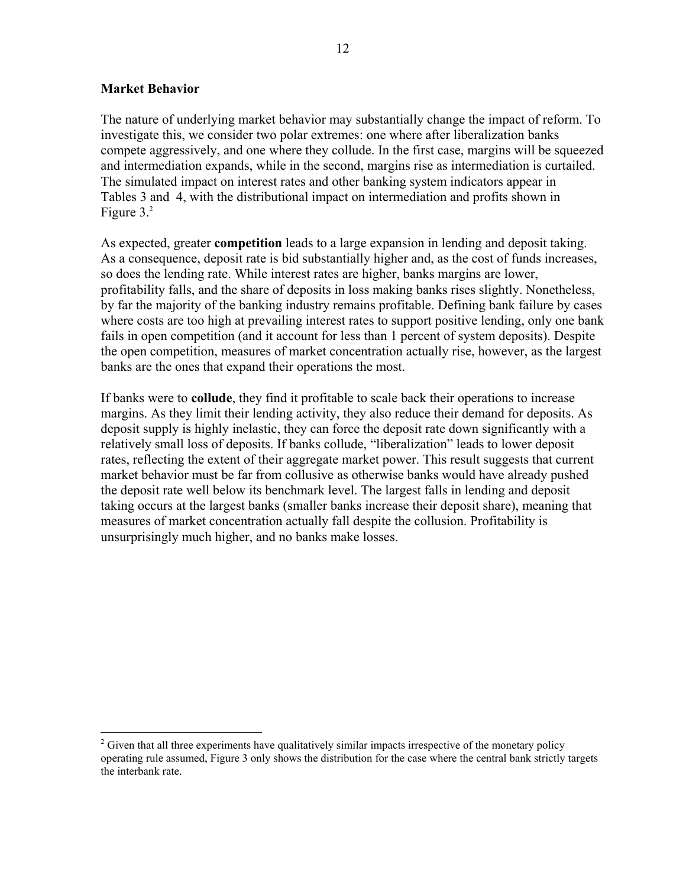### Market Behavior

The nature of underlying market behavior may substantially change the impact of reform. To investigate this, we consider two polar extremes: one where after liberalization banks compete aggressively, and one where they collude. In the first case, margins will be squeezed and intermediation expands, while in the second, margins rise as intermediation is curtailed. The simulated impact on interest rates and other banking system indicators appear in Tables 3 and 4, with the distributional impact on intermediation and profits shown in Figure 3.[2]

As expected, greater **competition** leads to a large expansion in lending and deposit taking. As a consequence, deposit rate is bid substantially higher and, as the cost of funds increases, so does the lending rate. While interest rates are higher, banks margins are lower, profitability falls, and the share of deposits in loss making banks rises slightly. Nonetheless, by far the majority of the banking industry remains profitable. Defining bank failure by cases where costs are too high at prevailing interest rates to support positive lending, only one bank fails in open competition (and it account for less than 1 percent of system deposits). Despite the open competition, measures of market concentration actually rise, however, as the largest banks are the ones that expand their operations the most.

If banks were to **collude**, they find it profitable to scale back their operations to increase margins. As they limit their lending activity, they also reduce their demand for deposits. As deposit supply is highly inelastic, they can force the deposit rate down significantly with a relatively small loss of deposits. If banks collude, "liberalization" leads to lower deposit rates, reflecting the extent of their aggregate market power. This result suggests that current market behavior must be far from collusive as otherwise banks would have already pushed the deposit rate well below its benchmark level. The largest falls in lending and deposit taking occurs at the largest banks (smaller banks increase their deposit share), meaning that measures of market concentration actually fall despite the collusion. Profitability is unsurprisingly much higher, and no banks make losses.

[2] Given that all three experiments have qualitatively similar impacts irrespective of the monetary policy operating rule assumed, Figure 3 only shows the distribution for the case where the central bank strictly targets the interbank rate.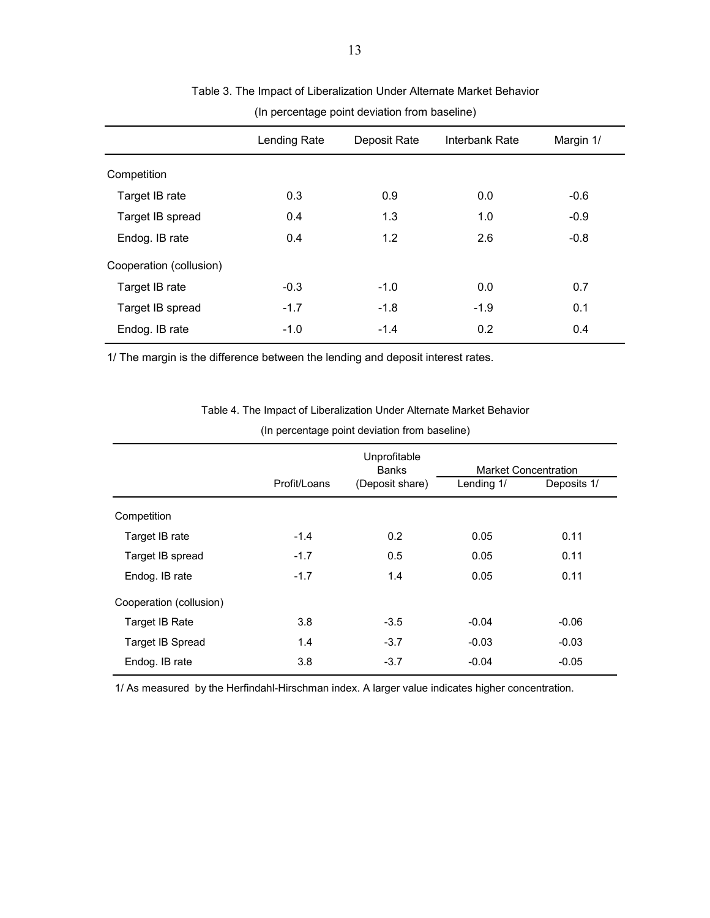Table 3. The Impact of Liberalization Under Alternate Market Behavior

(In percentage point deviation from baseline)

| | Lending Rate | Deposit Rate | Interbank Rate | Margin 1/ |
|---|---|---|---|---|
| Competition | | | | |
| Target IB rate | 0.3 | 0.9 | 0.0 | -0.6 |
| Target IB spread | 0.4 | 1.3 | 1.0 | -0.9 |
| Endog. IB rate | 0.4 | 1.2 | 2.6 | -0.8 |
| Cooperation (collusion) | | | | |
| Target IB rate | -0.3 | -1.0 | 0.0 | 0.7 |
| Target IB spread | -1.7 | -1.8 | -1.9 | 0.1 |
| Endog. IB rate | -1.0 | -1.4 | 0.2 | 0.4 |

1/ The margin is the difference between the lending and deposit interest rates.

Table 4. The Impact of Liberalization Under Alternate Market Behavior

(In percentage point deviation from baseline)

| | Profit/Loans | Unprofitable Banks (Deposit share) | Market Concentration | |
|---|---|---|---|---|
| | | | Lending 1/ | Deposits 1/ |
| Competition | | | | |
| Target IB rate | -1.4 | 0.2 | 0.05 | 0.11 |
| Target IB spread | -1.7 | 0.5 | 0.05 | 0.11 |
| Endog. IB rate | -1.7 | 1.4 | 0.05 | 0.11 |
| Cooperation (collusion) | | | | |
| Target IB Rate | 3.8 | -3.5 | -0.04 | -0.06 |
| Target IB Spread | 1.4 | -3.7 | -0.03 | -0.03 |
| Endog. IB rate | 3.8 | -3.7 | -0.04 | -0.05 |

1/ As measured by the Herfindahl-Hirschman index. A larger value indicates higher concentration.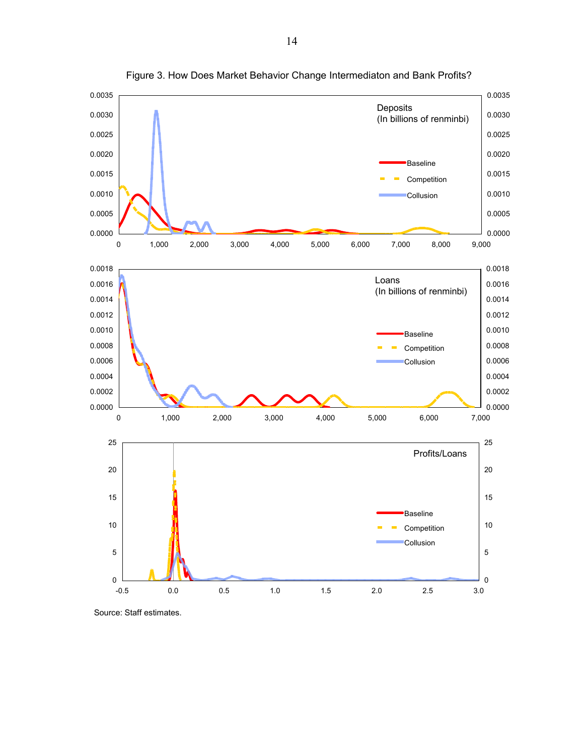Figure 3. How Does Market Behavior Change Intermediaton and Bank Profits?

Deposits (In billions of renminbi)

Baseline
Competition
Collusion

Loans (In billions of renminbi)

Baseline
Competition
Collusion

Profits/Loans

Baseline
Competition
Collusion

Source: Staff estimates.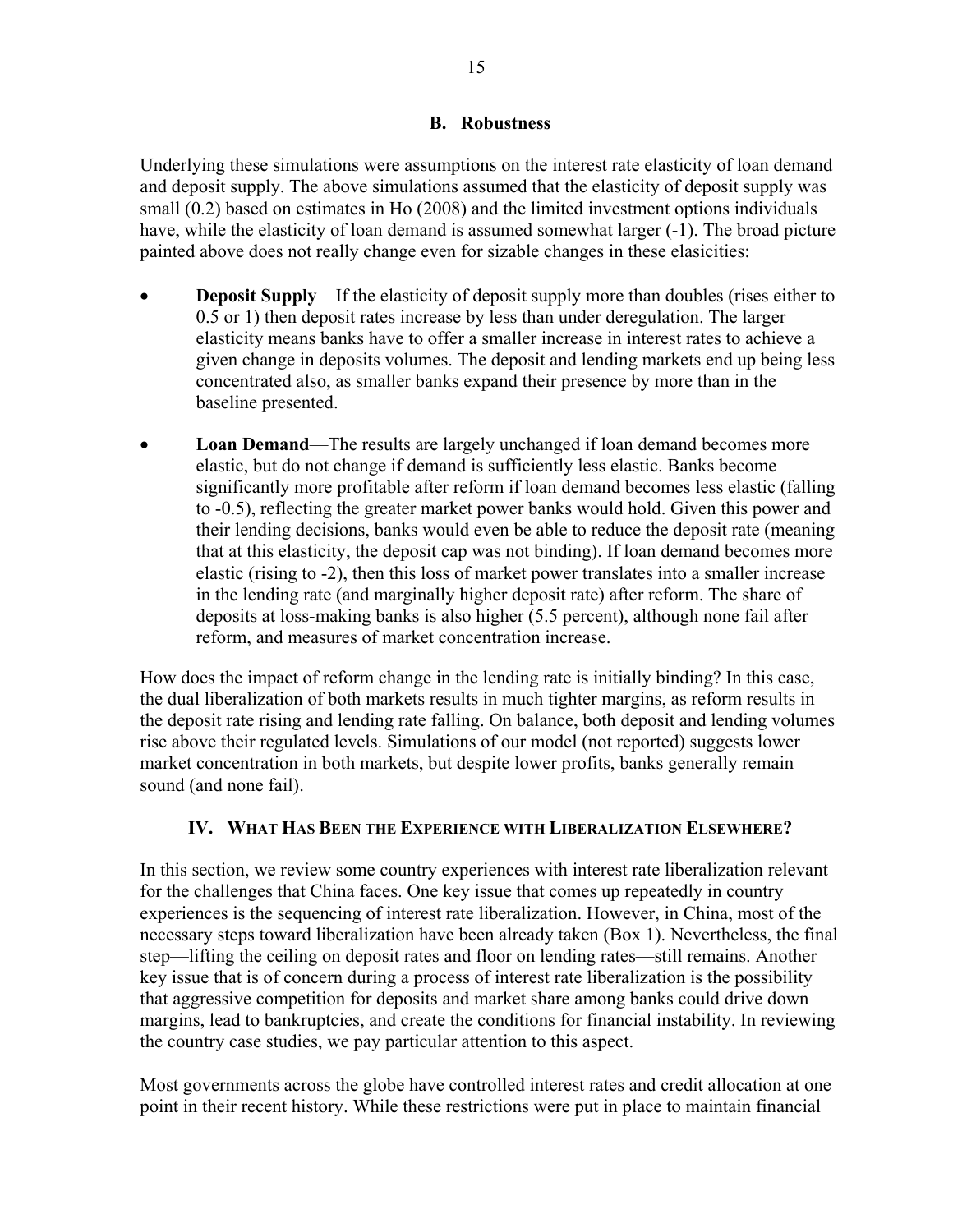### B. Robustness

Underlying these simulations were assumptions on the interest rate elasticity of loan demand and deposit supply. The above simulations assumed that the elasticity of deposit supply was small (0.2) based on estimates in Ho (2008) and the limited investment options individuals have, while the elasticity of loan demand is assumed somewhat larger (-1). The broad picture painted above does not really change even for sizable changes in these elasicities:

- **Deposit Supply**—If the elasticity of deposit supply more than doubles (rises either to 0.5 or 1) then deposit rates increase by less than under deregulation. The larger elasticity means banks have to offer a smaller increase in interest rates to achieve a given change in deposits volumes. The deposit and lending markets end up being less concentrated also, as smaller banks expand their presence by more than in the baseline presented.
- **Loan Demand**—The results are largely unchanged if loan demand becomes more elastic, but do not change if demand is sufficiently less elastic. Banks become significantly more profitable after reform if loan demand becomes less elastic (falling to -0.5), reflecting the greater market power banks would hold. Given this power and their lending decisions, banks would even be able to reduce the deposit rate (meaning that at this elasticity, the deposit cap was not binding). If loan demand becomes more elastic (rising to -2), then this loss of market power translates into a smaller increase in the lending rate (and marginally higher deposit rate) after reform. The share of deposits at loss-making banks is also higher (5.5 percent), although none fail after reform, and measures of market concentration increase.

How does the impact of reform change in the lending rate is initially binding? In this case, the dual liberalization of both markets results in much tighter margins, as reform results in the deposit rate rising and lending rate falling. On balance, both deposit and lending volumes rise above their regulated levels. Simulations of our model (not reported) suggests lower market concentration in both markets, but despite lower profits, banks generally remain sound (and none fail).

## IV. What Has Been the Experience with Liberalization Elsewhere?

In this section, we review some country experiences with interest rate liberalization relevant for the challenges that China faces. One key issue that comes up repeatedly in country experiences is the sequencing of interest rate liberalization. However, in China, most of the necessary steps toward liberalization have been already taken (Box 1). Nevertheless, the final step—lifting the ceiling on deposit rates and floor on lending rates—still remains. Another key issue that is of concern during a process of interest rate liberalization is the possibility that aggressive competition for deposits and market share among banks could drive down margins, lead to bankruptcies, and create the conditions for financial instability. In reviewing the country case studies, we pay particular attention to this aspect.

Most governments across the globe have controlled interest rates and credit allocation at one point in their recent history. While these restrictions were put in place to maintain financial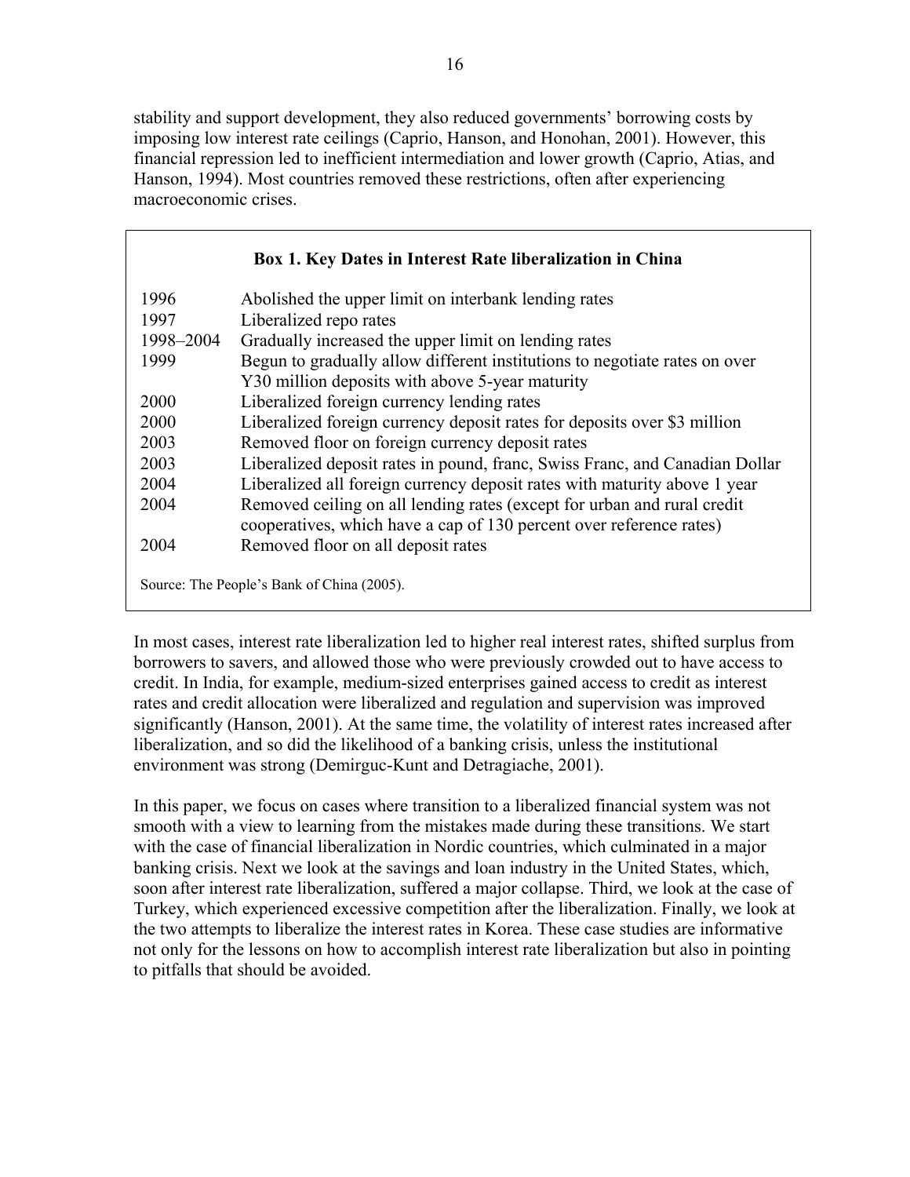stability and support development, they also reduced governments' borrowing costs by imposing low interest rate ceilings (Caprio, Hanson, and Honohan, 2001). However, this financial repression led to inefficient intermediation and lower growth (Caprio, Atias, and Hanson, 1994). Most countries removed these restrictions, often after experiencing macroeconomic crises.

**Box 1. Key Dates in Interest Rate liberalization in China**

| | |
|---|---|
| 1996 | Abolished the upper limit on interbank lending rates |
| 1997 | Liberalized repo rates |
| 1998–2004 | Gradually increased the upper limit on lending rates |
| 1999 | Begun to gradually allow different institutions to negotiate rates on over Y30 million deposits with above 5-year maturity |
| 2000 | Liberalized foreign currency lending rates |
| 2000 | Liberalized foreign currency deposit rates for deposits over $3 million |
| 2003 | Removed floor on foreign currency deposit rates |
| 2003 | Liberalized deposit rates in pound, franc, Swiss Franc, and Canadian Dollar |
| 2004 | Liberalized all foreign currency deposit rates with maturity above 1 year |
| 2004 | Removed ceiling on all lending rates (except for urban and rural credit cooperatives, which have a cap of 130 percent over reference rates) |
| 2004 | Removed floor on all deposit rates |

Source: The People's Bank of China (2005).

In most cases, interest rate liberalization led to higher real interest rates, shifted surplus from borrowers to savers, and allowed those who were previously crowded out to have access to credit. In India, for example, medium-sized enterprises gained access to credit as interest rates and credit allocation were liberalized and regulation and supervision was improved significantly (Hanson, 2001). At the same time, the volatility of interest rates increased after liberalization, and so did the likelihood of a banking crisis, unless the institutional environment was strong (Demirguc-Kunt and Detragiache, 2001).

In this paper, we focus on cases where transition to a liberalized financial system was not smooth with a view to learning from the mistakes made during these transitions. We start with the case of financial liberalization in Nordic countries, which culminated in a major banking crisis. Next we look at the savings and loan industry in the United States, which, soon after interest rate liberalization, suffered a major collapse. Third, we look at the case of Turkey, which experienced excessive competition after the liberalization. Finally, we look at the two attempts to liberalize the interest rates in Korea. These case studies are informative not only for the lessons on how to accomplish interest rate liberalization but also in pointing to pitfalls that should be avoided.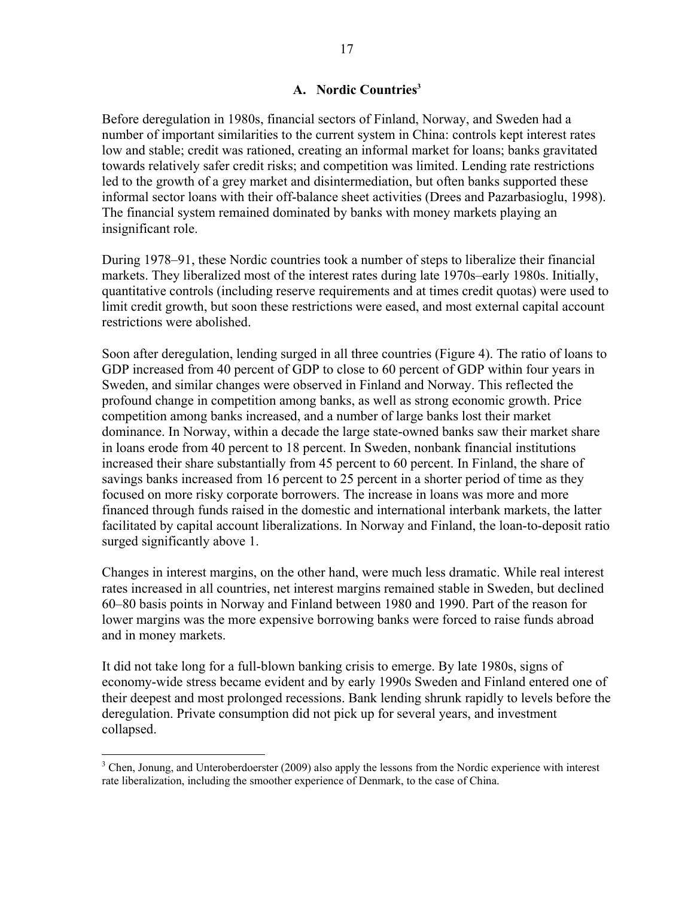### A. Nordic Countries[3]

Before deregulation in 1980s, financial sectors of Finland, Norway, and Sweden had a number of important similarities to the current system in China: controls kept interest rates low and stable; credit was rationed, creating an informal market for loans; banks gravitated towards relatively safer credit risks; and competition was limited. Lending rate restrictions led to the growth of a grey market and disintermediation, but often banks supported these informal sector loans with their off-balance sheet activities (Drees and Pazarbasioglu, 1998). The financial system remained dominated by banks with money markets playing an insignificant role.

During 1978–91, these Nordic countries took a number of steps to liberalize their financial markets. They liberalized most of the interest rates during late 1970s–early 1980s. Initially, quantitative controls (including reserve requirements and at times credit quotas) were used to limit credit growth, but soon these restrictions were eased, and most external capital account restrictions were abolished.

Soon after deregulation, lending surged in all three countries (Figure 4). The ratio of loans to GDP increased from 40 percent of GDP to close to 60 percent of GDP within four years in Sweden, and similar changes were observed in Finland and Norway. This reflected the profound change in competition among banks, as well as strong economic growth. Price competition among banks increased, and a number of large banks lost their market dominance. In Norway, within a decade the large state-owned banks saw their market share in loans erode from 40 percent to 18 percent. In Sweden, nonbank financial institutions increased their share substantially from 45 percent to 60 percent. In Finland, the share of savings banks increased from 16 percent to 25 percent in a shorter period of time as they focused on more risky corporate borrowers. The increase in loans was more and more financed through funds raised in the domestic and international interbank markets, the latter facilitated by capital account liberalizations. In Norway and Finland, the loan-to-deposit ratio surged significantly above 1.

Changes in interest margins, on the other hand, were much less dramatic. While real interest rates increased in all countries, net interest margins remained stable in Sweden, but declined 60–80 basis points in Norway and Finland between 1980 and 1990. Part of the reason for lower margins was the more expensive borrowing banks were forced to raise funds abroad and in money markets.

It did not take long for a full-blown banking crisis to emerge. By late 1980s, signs of economy-wide stress became evident and by early 1990s Sweden and Finland entered one of their deepest and most prolonged recessions. Bank lending shrunk rapidly to levels before the deregulation. Private consumption did not pick up for several years, and investment collapsed.

---

[3] Chen, Jonung, and Unteroberdoerster (2009) also apply the lessons from the Nordic experience with interest rate liberalization, including the smoother experience of Denmark, to the case of China.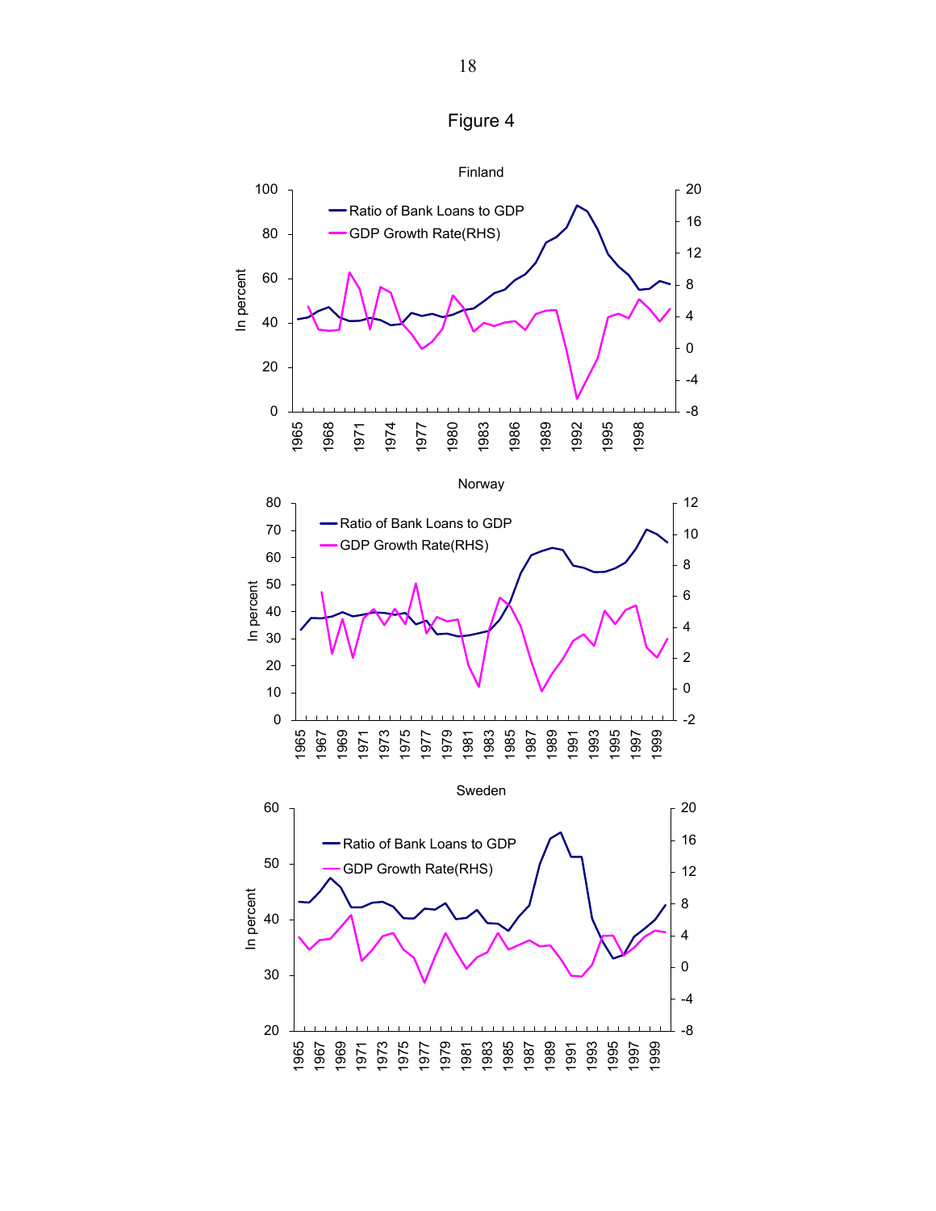# Figure 4

Finland

Ratio of Bank Loans to GDP

GDP Growth Rate(RHS)

Norway

Ratio of Bank Loans to GDP

GDP Growth Rate(RHS)

Sweden

Ratio of Bank Loans to GDP

GDP Growth Rate(RHS)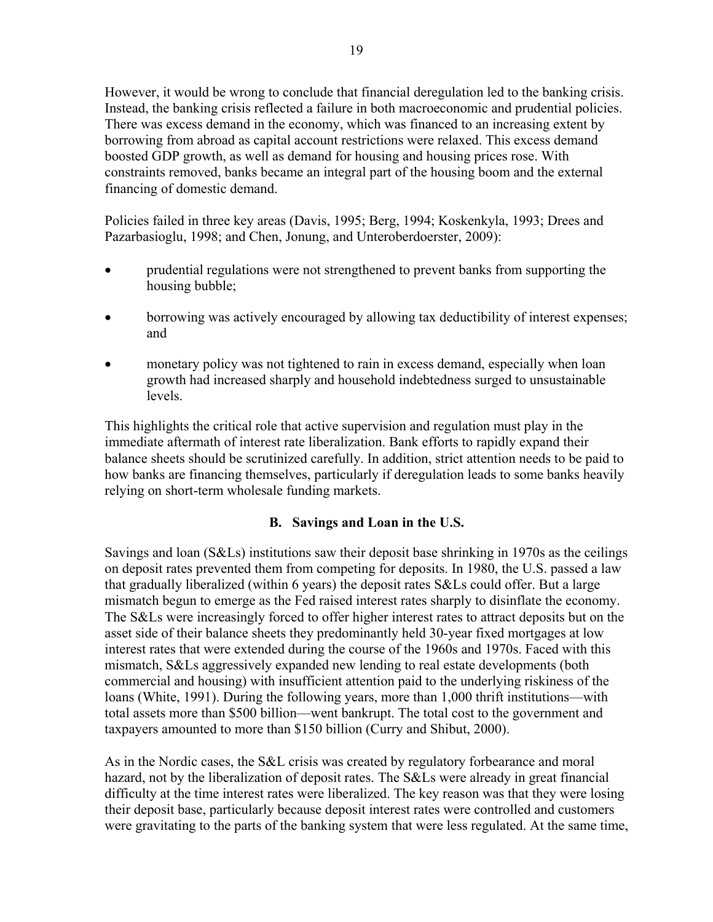However, it would be wrong to conclude that financial deregulation led to the banking crisis. Instead, the banking crisis reflected a failure in both macroeconomic and prudential policies. There was excess demand in the economy, which was financed to an increasing extent by borrowing from abroad as capital account restrictions were relaxed. This excess demand boosted GDP growth, as well as demand for housing and housing prices rose. With constraints removed, banks became an integral part of the housing boom and the external financing of domestic demand.

Policies failed in three key areas (Davis, 1995; Berg, 1994; Koskenkyla, 1993; Drees and Pazarbasioglu, 1998; and Chen, Jonung, and Unteroberdoerster, 2009):

- prudential regulations were not strengthened to prevent banks from supporting the housing bubble;
- borrowing was actively encouraged by allowing tax deductibility of interest expenses; and
- monetary policy was not tightened to rain in excess demand, especially when loan growth had increased sharply and household indebtedness surged to unsustainable levels.

This highlights the critical role that active supervision and regulation must play in the immediate aftermath of interest rate liberalization. Bank efforts to rapidly expand their balance sheets should be scrutinized carefully. In addition, strict attention needs to be paid to how banks are financing themselves, particularly if deregulation leads to some banks heavily relying on short-term wholesale funding markets.

### B. Savings and Loan in the U.S.

Savings and loan (S&Ls) institutions saw their deposit base shrinking in 1970s as the ceilings on deposit rates prevented them from competing for deposits. In 1980, the U.S. passed a law that gradually liberalized (within 6 years) the deposit rates S&Ls could offer. But a large mismatch begun to emerge as the Fed raised interest rates sharply to disinflate the economy. The S&Ls were increasingly forced to offer higher interest rates to attract deposits but on the asset side of their balance sheets they predominantly held 30-year fixed mortgages at low interest rates that were extended during the course of the 1960s and 1970s. Faced with this mismatch, S&Ls aggressively expanded new lending to real estate developments (both commercial and housing) with insufficient attention paid to the underlying riskiness of the loans (White, 1991). During the following years, more than 1,000 thrift institutions—with total assets more than \$500 billion—went bankrupt. The total cost to the government and taxpayers amounted to more than \$150 billion (Curry and Shibut, 2000).

As in the Nordic cases, the S&L crisis was created by regulatory forbearance and moral hazard, not by the liberalization of deposit rates. The S&Ls were already in great financial difficulty at the time interest rates were liberalized. The key reason was that they were losing their deposit base, particularly because deposit interest rates were controlled and customers were gravitating to the parts of the banking system that were less regulated. At the same time,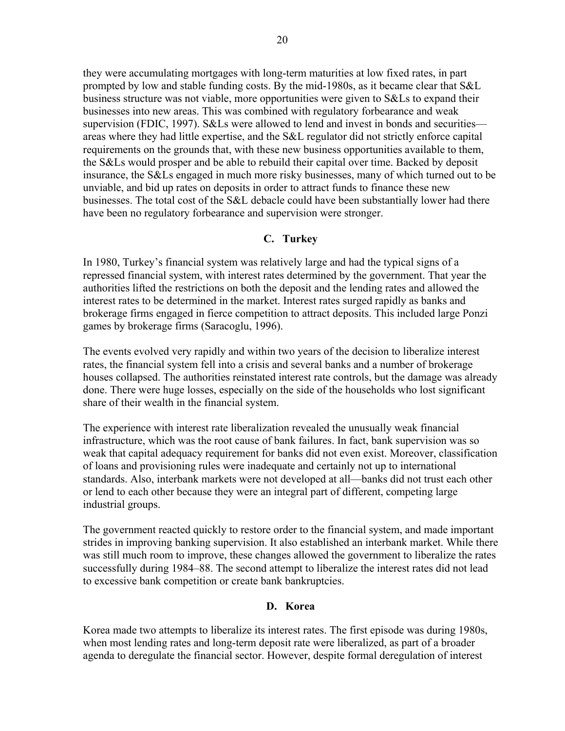they were accumulating mortgages with long-term maturities at low fixed rates, in part prompted by low and stable funding costs. By the mid-1980s, as it became clear that S&L business structure was not viable, more opportunities were given to S&Ls to expand their businesses into new areas. This was combined with regulatory forbearance and weak supervision (FDIC, 1997). S&Ls were allowed to lend and invest in bonds and securities—areas where they had little expertise, and the S&L regulator did not strictly enforce capital requirements on the grounds that, with these new business opportunities available to them, the S&Ls would prosper and be able to rebuild their capital over time. Backed by deposit insurance, the S&Ls engaged in much more risky businesses, many of which turned out to be unviable, and bid up rates on deposits in order to attract funds to finance these new businesses. The total cost of the S&L debacle could have been substantially lower had there have been no regulatory forbearance and supervision were stronger.

### C. Turkey

In 1980, Turkey's financial system was relatively large and had the typical signs of a repressed financial system, with interest rates determined by the government. That year the authorities lifted the restrictions on both the deposit and the lending rates and allowed the interest rates to be determined in the market. Interest rates surged rapidly as banks and brokerage firms engaged in fierce competition to attract deposits. This included large Ponzi games by brokerage firms (Saracoglu, 1996).

The events evolved very rapidly and within two years of the decision to liberalize interest rates, the financial system fell into a crisis and several banks and a number of brokerage houses collapsed. The authorities reinstated interest rate controls, but the damage was already done. There were huge losses, especially on the side of the households who lost significant share of their wealth in the financial system.

The experience with interest rate liberalization revealed the unusually weak financial infrastructure, which was the root cause of bank failures. In fact, bank supervision was so weak that capital adequacy requirement for banks did not even exist. Moreover, classification of loans and provisioning rules were inadequate and certainly not up to international standards. Also, interbank markets were not developed at all—banks did not trust each other or lend to each other because they were an integral part of different, competing large industrial groups.

The government reacted quickly to restore order to the financial system, and made important strides in improving banking supervision. It also established an interbank market. While there was still much room to improve, these changes allowed the government to liberalize the rates successfully during 1984–88. The second attempt to liberalize the interest rates did not lead to excessive bank competition or create bank bankruptcies.

### D. Korea

Korea made two attempts to liberalize its interest rates. The first episode was during 1980s, when most lending rates and long-term deposit rate were liberalized, as part of a broader agenda to deregulate the financial sector. However, despite formal deregulation of interest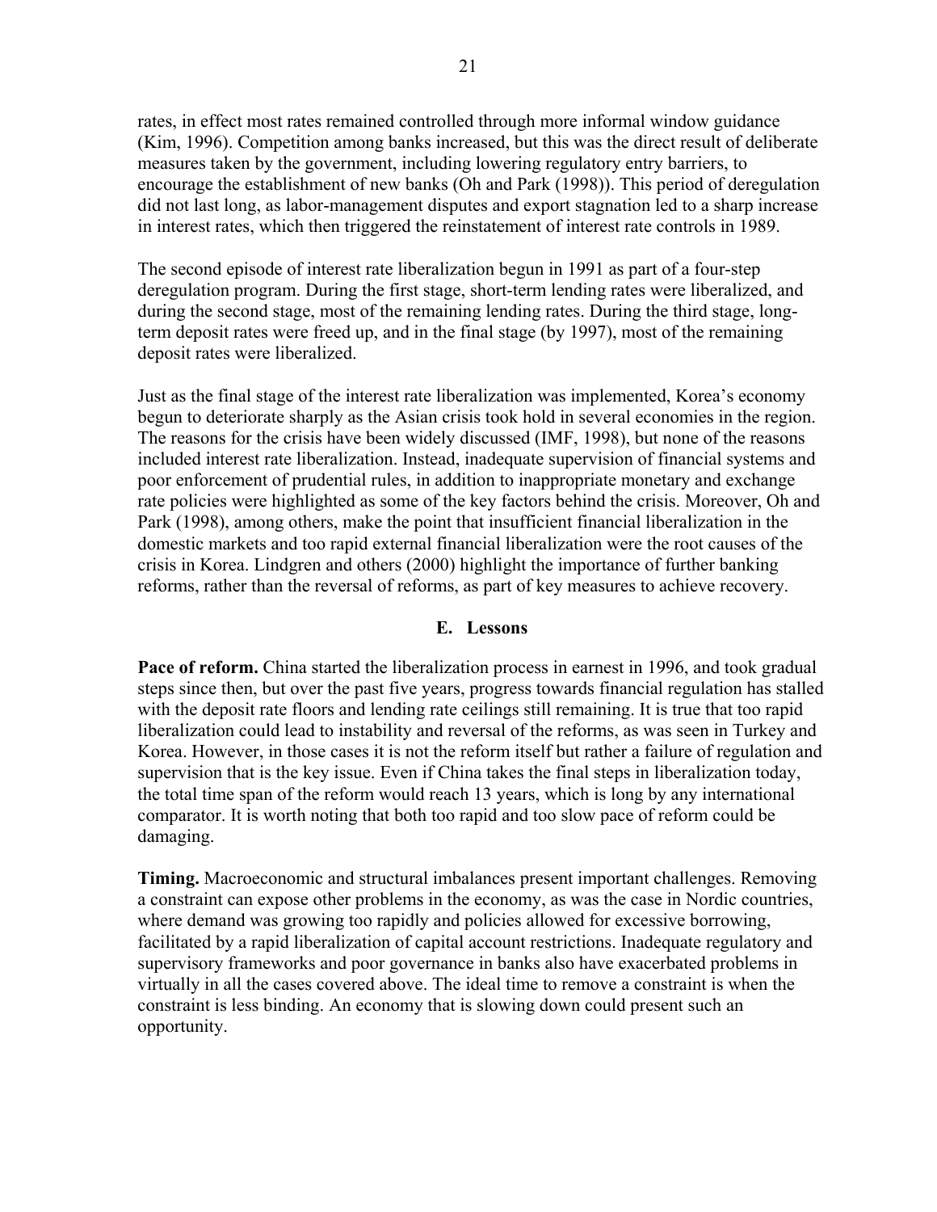rates, in effect most rates remained controlled through more informal window guidance (Kim, 1996). Competition among banks increased, but this was the direct result of deliberate measures taken by the government, including lowering regulatory entry barriers, to encourage the establishment of new banks (Oh and Park (1998)). This period of deregulation did not last long, as labor-management disputes and export stagnation led to a sharp increase in interest rates, which then triggered the reinstatement of interest rate controls in 1989.

The second episode of interest rate liberalization begun in 1991 as part of a four-step deregulation program. During the first stage, short-term lending rates were liberalized, and during the second stage, most of the remaining lending rates. During the third stage, long-term deposit rates were freed up, and in the final stage (by 1997), most of the remaining deposit rates were liberalized.

Just as the final stage of the interest rate liberalization was implemented, Korea's economy begun to deteriorate sharply as the Asian crisis took hold in several economies in the region. The reasons for the crisis have been widely discussed (IMF, 1998), but none of the reasons included interest rate liberalization. Instead, inadequate supervision of financial systems and poor enforcement of prudential rules, in addition to inappropriate monetary and exchange rate policies were highlighted as some of the key factors behind the crisis. Moreover, Oh and Park (1998), among others, make the point that insufficient financial liberalization in the domestic markets and too rapid external financial liberalization were the root causes of the crisis in Korea. Lindgren and others (2000) highlight the importance of further banking reforms, rather than the reversal of reforms, as part of key measures to achieve recovery.

## E. Lessons

**Pace of reform.** China started the liberalization process in earnest in 1996, and took gradual steps since then, but over the past five years, progress towards financial regulation has stalled with the deposit rate floors and lending rate ceilings still remaining. It is true that too rapid liberalization could lead to instability and reversal of the reforms, as was seen in Turkey and Korea. However, in those cases it is not the reform itself but rather a failure of regulation and supervision that is the key issue. Even if China takes the final steps in liberalization today, the total time span of the reform would reach 13 years, which is long by any international comparator. It is worth noting that both too rapid and too slow pace of reform could be damaging.

**Timing.** Macroeconomic and structural imbalances present important challenges. Removing a constraint can expose other problems in the economy, as was the case in Nordic countries, where demand was growing too rapidly and policies allowed for excessive borrowing, facilitated by a rapid liberalization of capital account restrictions. Inadequate regulatory and supervisory frameworks and poor governance in banks also have exacerbated problems in virtually in all the cases covered above. The ideal time to remove a constraint is when the constraint is less binding. An economy that is slowing down could present such an opportunity.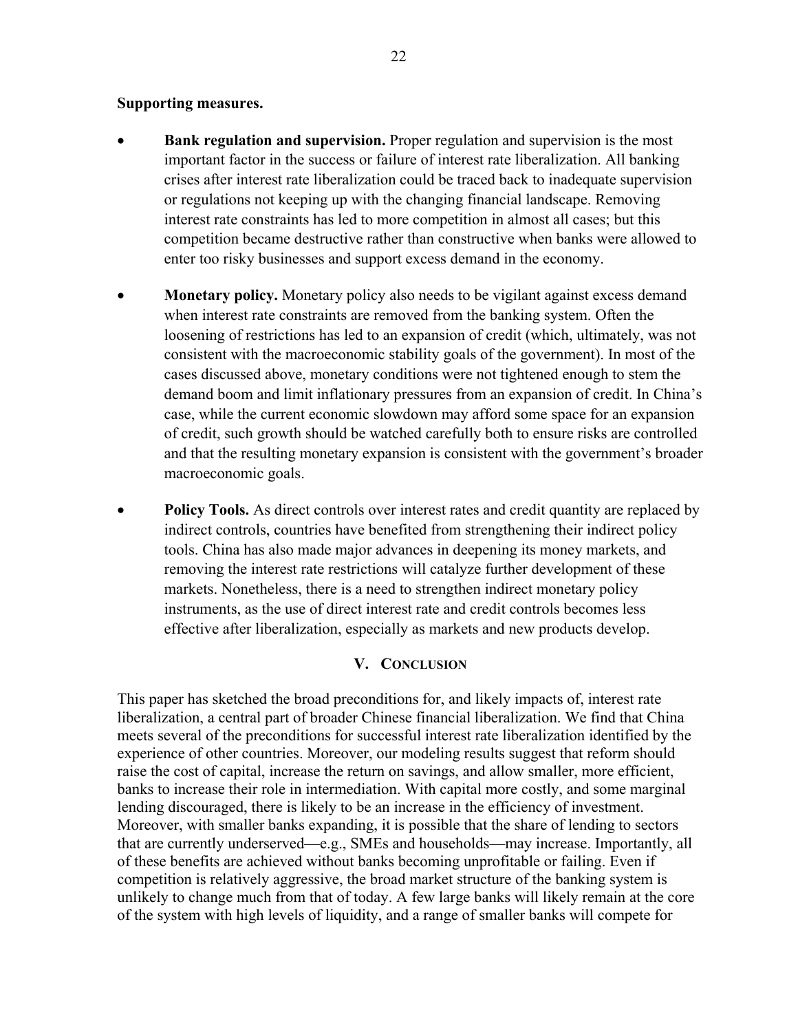**Supporting measures.**

- **Bank regulation and supervision.** Proper regulation and supervision is the most important factor in the success or failure of interest rate liberalization. All banking crises after interest rate liberalization could be traced back to inadequate supervision or regulations not keeping up with the changing financial landscape. Removing interest rate constraints has led to more competition in almost all cases; but this competition became destructive rather than constructive when banks were allowed to enter too risky businesses and support excess demand in the economy.

- **Monetary policy.** Monetary policy also needs to be vigilant against excess demand when interest rate constraints are removed from the banking system. Often the loosening of restrictions has led to an expansion of credit (which, ultimately, was not consistent with the macroeconomic stability goals of the government). In most of the cases discussed above, monetary conditions were not tightened enough to stem the demand boom and limit inflationary pressures from an expansion of credit. In China's case, while the current economic slowdown may afford some space for an expansion of credit, such growth should be watched carefully both to ensure risks are controlled and that the resulting monetary expansion is consistent with the government's broader macroeconomic goals.

- **Policy Tools.** As direct controls over interest rates and credit quantity are replaced by indirect controls, countries have benefited from strengthening their indirect policy tools. China has also made major advances in deepening its money markets, and removing the interest rate restrictions will catalyze further development of these markets. Nonetheless, there is a need to strengthen indirect monetary policy instruments, as the use of direct interest rate and credit controls becomes less effective after liberalization, especially as markets and new products develop.

## V. Conclusion

This paper has sketched the broad preconditions for, and likely impacts of, interest rate liberalization, a central part of broader Chinese financial liberalization. We find that China meets several of the preconditions for successful interest rate liberalization identified by the experience of other countries. Moreover, our modeling results suggest that reform should raise the cost of capital, increase the return on savings, and allow smaller, more efficient, banks to increase their role in intermediation. With capital more costly, and some marginal lending discouraged, there is likely to be an increase in the efficiency of investment. Moreover, with smaller banks expanding, it is possible that the share of lending to sectors that are currently underserved—e.g., SMEs and households—may increase. Importantly, all of these benefits are achieved without banks becoming unprofitable or failing. Even if competition is relatively aggressive, the broad market structure of the banking system is unlikely to change much from that of today. A few large banks will likely remain at the core of the system with high levels of liquidity, and a range of smaller banks will compete for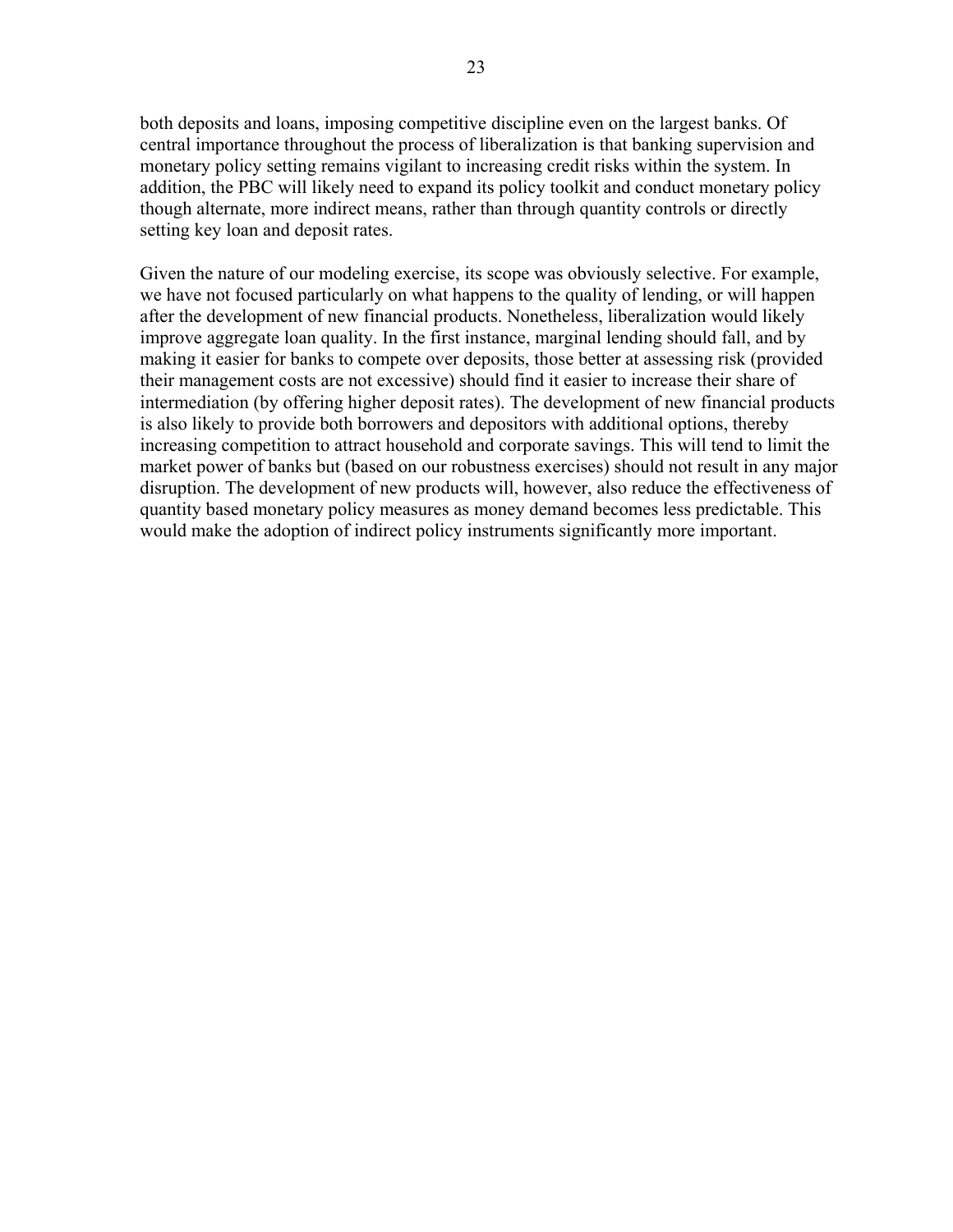both deposits and loans, imposing competitive discipline even on the largest banks. Of central importance throughout the process of liberalization is that banking supervision and monetary policy setting remains vigilant to increasing credit risks within the system. In addition, the PBC will likely need to expand its policy toolkit and conduct monetary policy though alternate, more indirect means, rather than through quantity controls or directly setting key loan and deposit rates.

Given the nature of our modeling exercise, its scope was obviously selective. For example, we have not focused particularly on what happens to the quality of lending, or will happen after the development of new financial products. Nonetheless, liberalization would likely improve aggregate loan quality. In the first instance, marginal lending should fall, and by making it easier for banks to compete over deposits, those better at assessing risk (provided their management costs are not excessive) should find it easier to increase their share of intermediation (by offering higher deposit rates). The development of new financial products is also likely to provide both borrowers and depositors with additional options, thereby increasing competition to attract household and corporate savings. This will tend to limit the market power of banks but (based on our robustness exercises) should not result in any major disruption. The development of new products will, however, also reduce the effectiveness of quantity based monetary policy measures as money demand becomes less predictable. This would make the adoption of indirect policy instruments significantly more important.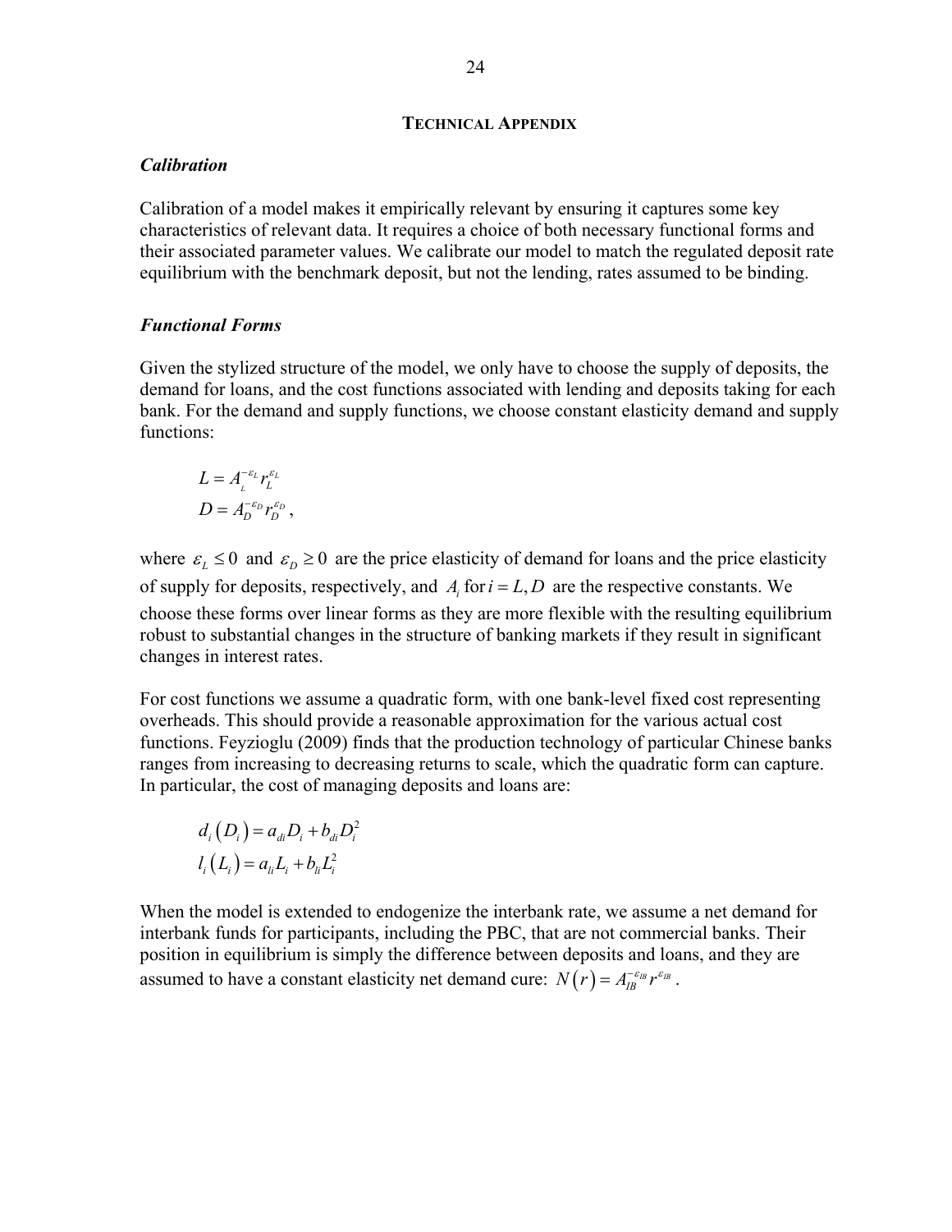## TECHNICAL APPENDIX

### *Calibration*

Calibration of a model makes it empirically relevant by ensuring it captures some key characteristics of relevant data. It requires a choice of both necessary functional forms and their associated parameter values. We calibrate our model to match the regulated deposit rate equilibrium with the benchmark deposit, but not the lending, rates assumed to be binding.

### *Functional Forms*

Given the stylized structure of the model, we only have to choose the supply of deposits, the demand for loans, and the cost functions associated with lending and deposits taking for each bank. For the demand and supply functions, we choose constant elasticity demand and supply functions:

$$L = A_L^{-\varepsilon_L} r_L^{\varepsilon_L}$$
$$D = A_D^{-\varepsilon_D} r_D^{\varepsilon_D},$$

where $\varepsilon_L \leq 0$ and $\varepsilon_D \geq 0$ are the price elasticity of demand for loans and the price elasticity of supply for deposits, respectively, and $A_i$ for $i = L, D$ are the respective constants. We choose these forms over linear forms as they are more flexible with the resulting equilibrium robust to substantial changes in the structure of banking markets if they result in significant changes in interest rates.

For cost functions we assume a quadratic form, with one bank-level fixed cost representing overheads. This should provide a reasonable approximation for the various actual cost functions. Feyzioglu (2009) finds that the production technology of particular Chinese banks ranges from increasing to decreasing returns to scale, which the quadratic form can capture. In particular, the cost of managing deposits and loans are:

$$d_i(D_i) = a_{di} D_i + b_{di} D_i^2$$
$$l_i(L_i) = a_{li} L_i + b_{li} L_i^2$$

When the model is extended to endogenize the interbank rate, we assume a net demand for interbank funds for participants, including the PBC, that are not commercial banks. Their position in equilibrium is simply the difference between deposits and loans, and they are assumed to have a constant elasticity net demand cure: $N(r) = A_{IB}^{-\varepsilon_{IB}} r^{\varepsilon_{IB}}$.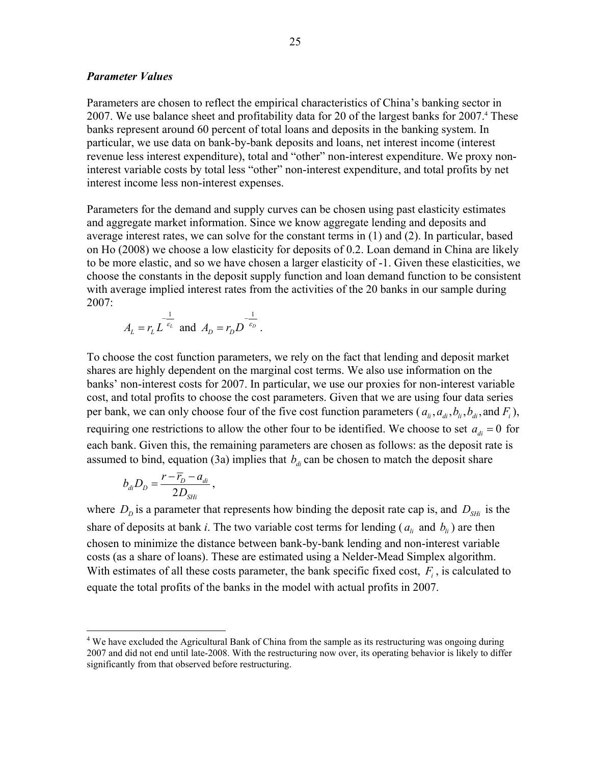### *Parameter Values*

Parameters are chosen to reflect the empirical characteristics of China's banking sector in 2007. We use balance sheet and profitability data for 20 of the largest banks for 2007.[4] These banks represent around 60 percent of total loans and deposits in the banking system. In particular, we use data on bank-by-bank deposits and loans, net interest income (interest revenue less interest expenditure), total and "other" non-interest expenditure. We proxy non-interest variable costs by total less "other" non-interest expenditure, and total profits by net interest income less non-interest expenses.

Parameters for the demand and supply curves can be chosen using past elasticity estimates and aggregate market information. Since we know aggregate lending and deposits and average interest rates, we can solve for the constant terms in (1) and (2). In particular, based on Ho (2008) we choose a low elasticity for deposits of 0.2. Loan demand in China are likely to be more elastic, and so we have chosen a larger elasticity of -1. Given these elasticities, we choose the constants in the deposit supply function and loan demand function to be consistent with average implied interest rates from the activities of the 20 banks in our sample during 2007:

$$A_L = r_L L^{-\frac{1}{\varepsilon_L}} \text{ and } A_D = r_D D^{-\frac{1}{\varepsilon_D}}.$$

To choose the cost function parameters, we rely on the fact that lending and deposit market shares are highly dependent on the marginal cost terms. We also use information on the banks' non-interest costs for 2007. In particular, we use our proxies for non-interest variable cost, and total profits to choose the cost parameters. Given that we are using four data series per bank, we can only choose four of the five cost function parameters ($a_{li}, a_{di}, b_{li}, b_{di}$, and $F_i$), requiring one restrictions to allow the other four to be identified. We choose to set $a_{di} = 0$ for each bank. Given this, the remaining parameters are chosen as follows: as the deposit rate is assumed to bind, equation (3a) implies that $b_{di}$ can be chosen to match the deposit share

$$b_{di} D_D = \frac{r - \overline{r}_D - a_{di}}{2 D_{SHi}},$$

where $D_D$ is a parameter that represents how binding the deposit rate cap is, and $D_{SHi}$ is the share of deposits at bank *i*. The two variable cost terms for lending ($a_{li}$ and $b_{li}$) are then chosen to minimize the distance between bank-by-bank lending and non-interest variable costs (as a share of loans). These are estimated using a Nelder-Mead Simplex algorithm. With estimates of all these costs parameter, the bank specific fixed cost, $F_i$, is calculated to equate the total profits of the banks in the model with actual profits in 2007.

---

[4] We have excluded the Agricultural Bank of China from the sample as its restructuring was ongoing during 2007 and did not end until late-2008. With the restructuring now over, its operating behavior is likely to differ significantly from that observed before restructuring.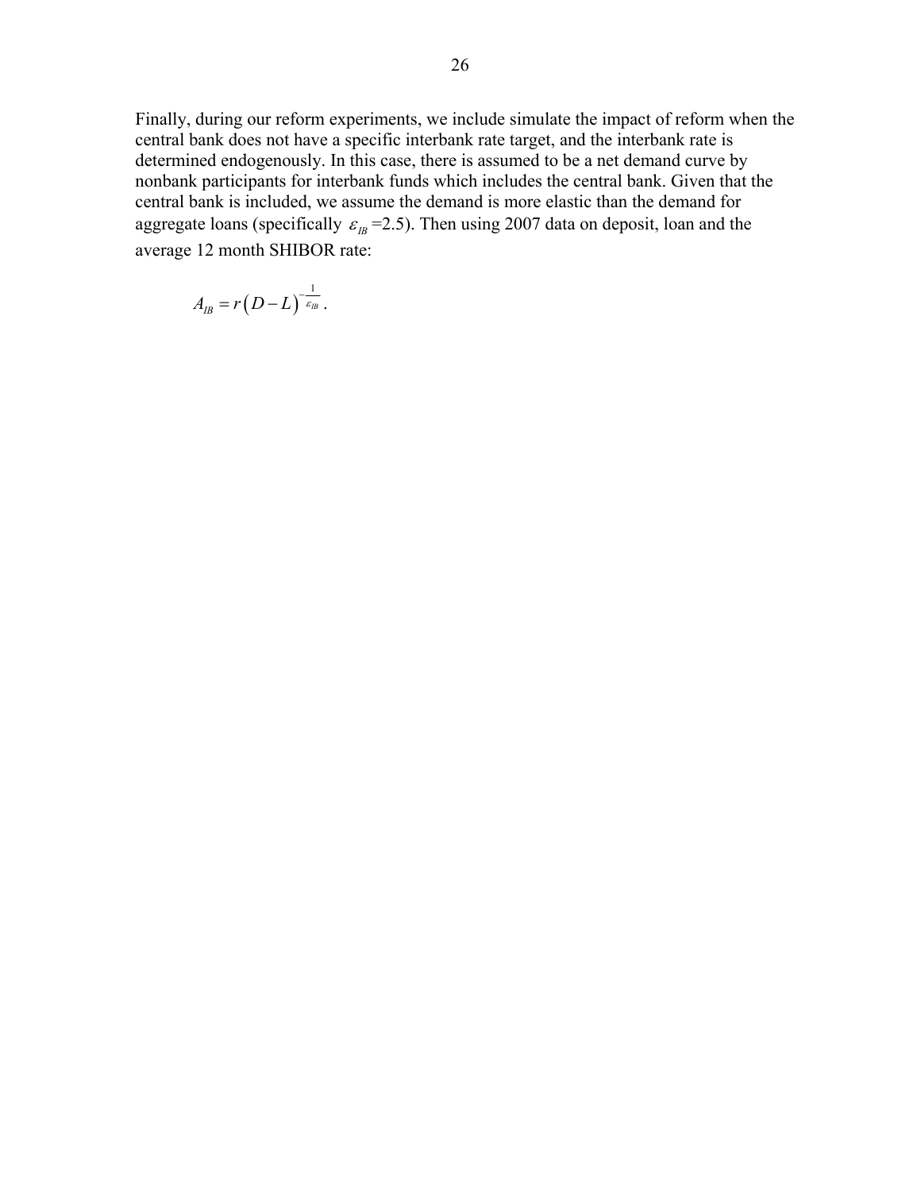Finally, during our reform experiments, we include simulate the impact of reform when the central bank does not have a specific interbank rate target, and the interbank rate is determined endogenously. In this case, there is assumed to be a net demand curve by nonbank participants for interbank funds which includes the central bank. Given that the central bank is included, we assume the demand is more elastic than the demand for aggregate loans (specifically $\varepsilon_{IB}$ =2.5). Then using 2007 data on deposit, loan and the average 12 month SHIBOR rate:

$$A_{IB} = r\left(D - L\right)^{-\frac{1}{\varepsilon_{IB}}}.$$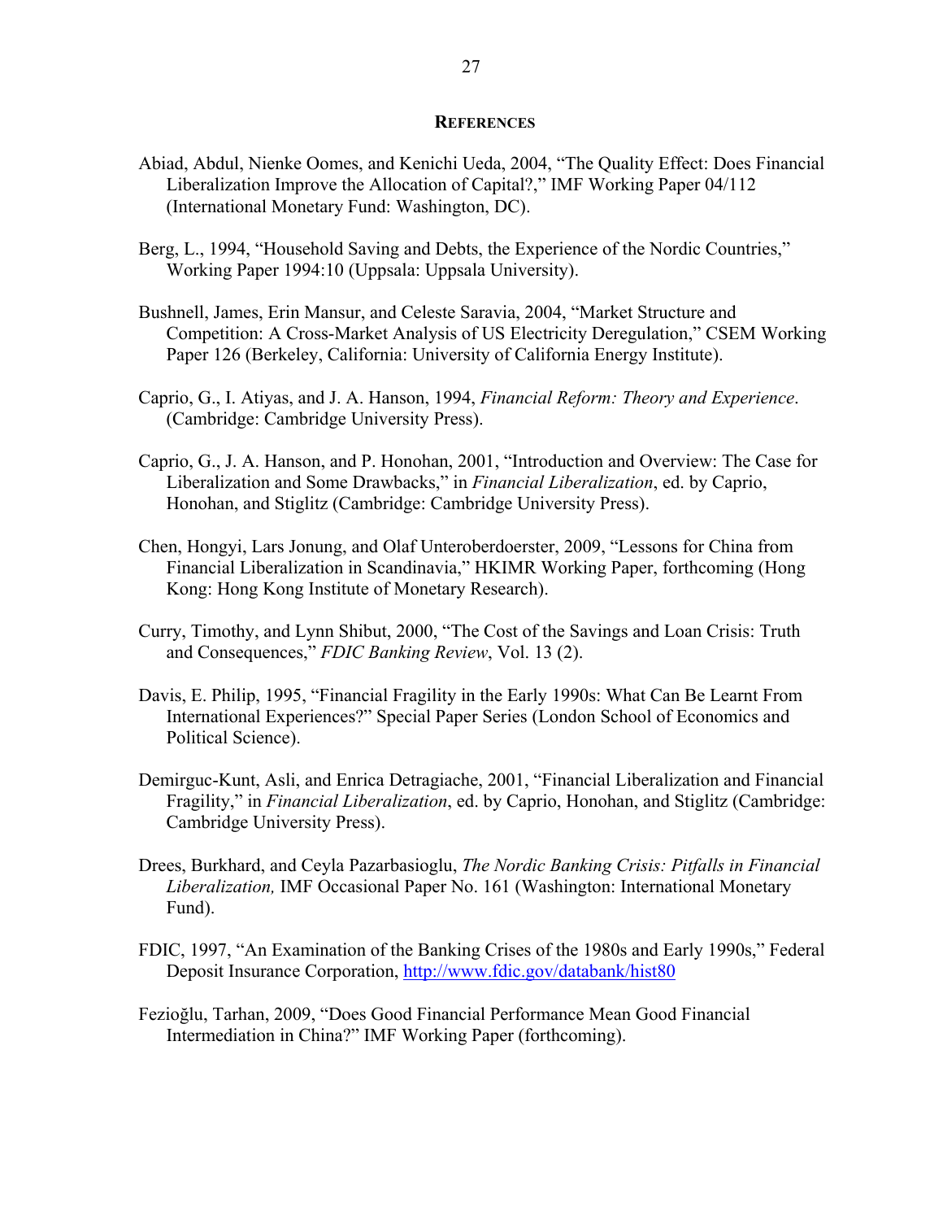## REFERENCES

Abiad, Abdul, Nienke Oomes, and Kenichi Ueda, 2004, "The Quality Effect: Does Financial Liberalization Improve the Allocation of Capital?," IMF Working Paper 04/112 (International Monetary Fund: Washington, DC).

Berg, L., 1994, "Household Saving and Debts, the Experience of the Nordic Countries," Working Paper 1994:10 (Uppsala: Uppsala University).

Bushnell, James, Erin Mansur, and Celeste Saravia, 2004, "Market Structure and Competition: A Cross-Market Analysis of US Electricity Deregulation," CSEM Working Paper 126 (Berkeley, California: University of California Energy Institute).

Caprio, G., I. Atiyas, and J. A. Hanson, 1994, *Financial Reform: Theory and Experience*. (Cambridge: Cambridge University Press).

Caprio, G., J. A. Hanson, and P. Honohan, 2001, "Introduction and Overview: The Case for Liberalization and Some Drawbacks," in *Financial Liberalization*, ed. by Caprio, Honohan, and Stiglitz (Cambridge: Cambridge University Press).

Chen, Hongyi, Lars Jonung, and Olaf Unteroberdoerster, 2009, "Lessons for China from Financial Liberalization in Scandinavia," HKIMR Working Paper, forthcoming (Hong Kong: Hong Kong Institute of Monetary Research).

Curry, Timothy, and Lynn Shibut, 2000, "The Cost of the Savings and Loan Crisis: Truth and Consequences," *FDIC Banking Review*, Vol. 13 (2).

Davis, E. Philip, 1995, "Financial Fragility in the Early 1990s: What Can Be Learnt From International Experiences?" Special Paper Series (London School of Economics and Political Science).

Demirguc-Kunt, Asli, and Enrica Detragiache, 2001, "Financial Liberalization and Financial Fragility," in *Financial Liberalization*, ed. by Caprio, Honohan, and Stiglitz (Cambridge: Cambridge University Press).

Drees, Burkhard, and Ceyla Pazarbasioglu, *The Nordic Banking Crisis: Pitfalls in Financial Liberalization,* IMF Occasional Paper No. 161 (Washington: International Monetary Fund).

FDIC, 1997, "An Examination of the Banking Crises of the 1980s and Early 1990s," Federal Deposit Insurance Corporation, http://www.fdic.gov/databank/hist80

Fezioğlu, Tarhan, 2009, "Does Good Financial Performance Mean Good Financial Intermediation in China?" IMF Working Paper (forthcoming).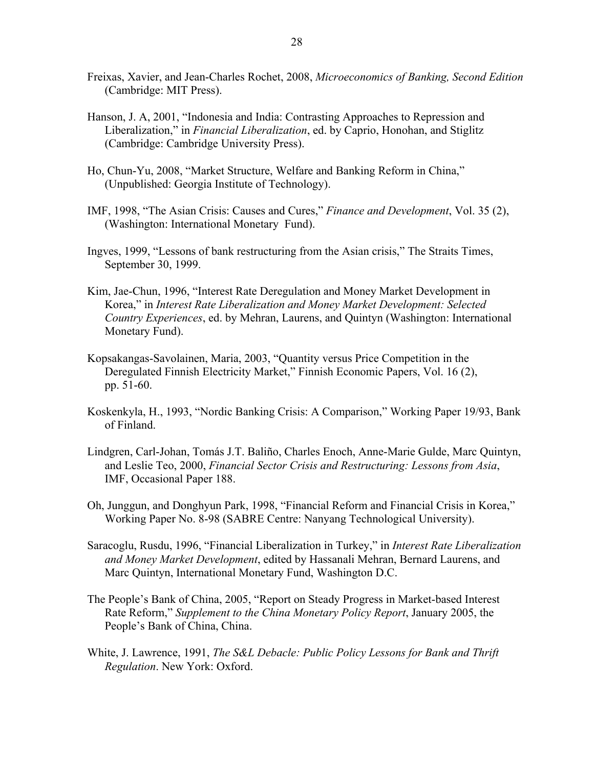Freixas, Xavier, and Jean-Charles Rochet, 2008, *Microeconomics of Banking, Second Edition* (Cambridge: MIT Press).

Hanson, J. A, 2001, "Indonesia and India: Contrasting Approaches to Repression and Liberalization," in *Financial Liberalization*, ed. by Caprio, Honohan, and Stiglitz (Cambridge: Cambridge University Press).

Ho, Chun-Yu, 2008, "Market Structure, Welfare and Banking Reform in China," (Unpublished: Georgia Institute of Technology).

IMF, 1998, "The Asian Crisis: Causes and Cures," *Finance and Development*, Vol. 35 (2), (Washington: International Monetary Fund).

Ingves, 1999, "Lessons of bank restructuring from the Asian crisis," The Straits Times, September 30, 1999.

Kim, Jae-Chun, 1996, "Interest Rate Deregulation and Money Market Development in Korea," in *Interest Rate Liberalization and Money Market Development: Selected Country Experiences*, ed. by Mehran, Laurens, and Quintyn (Washington: International Monetary Fund).

Kopsakangas-Savolainen, Maria, 2003, "Quantity versus Price Competition in the Deregulated Finnish Electricity Market," Finnish Economic Papers, Vol. 16 (2), pp. 51-60.

Koskenkyla, H., 1993, "Nordic Banking Crisis: A Comparison," Working Paper 19/93, Bank of Finland.

Lindgren, Carl-Johan, Tomás J.T. Baliño, Charles Enoch, Anne-Marie Gulde, Marc Quintyn, and Leslie Teo, 2000, *Financial Sector Crisis and Restructuring: Lessons from Asia*, IMF, Occasional Paper 188.

Oh, Junggun, and Donghyun Park, 1998, "Financial Reform and Financial Crisis in Korea," Working Paper No. 8-98 (SABRE Centre: Nanyang Technological University).

Saracoglu, Rusdu, 1996, "Financial Liberalization in Turkey," in *Interest Rate Liberalization and Money Market Development*, edited by Hassanali Mehran, Bernard Laurens, and Marc Quintyn, International Monetary Fund, Washington D.C.

The People's Bank of China, 2005, "Report on Steady Progress in Market-based Interest Rate Reform," *Supplement to the China Monetary Policy Report*, January 2005, the People's Bank of China, China.

White, J. Lawrence, 1991, *The S&L Debacle: Public Policy Lessons for Bank and Thrift Regulation*. New York: Oxford.